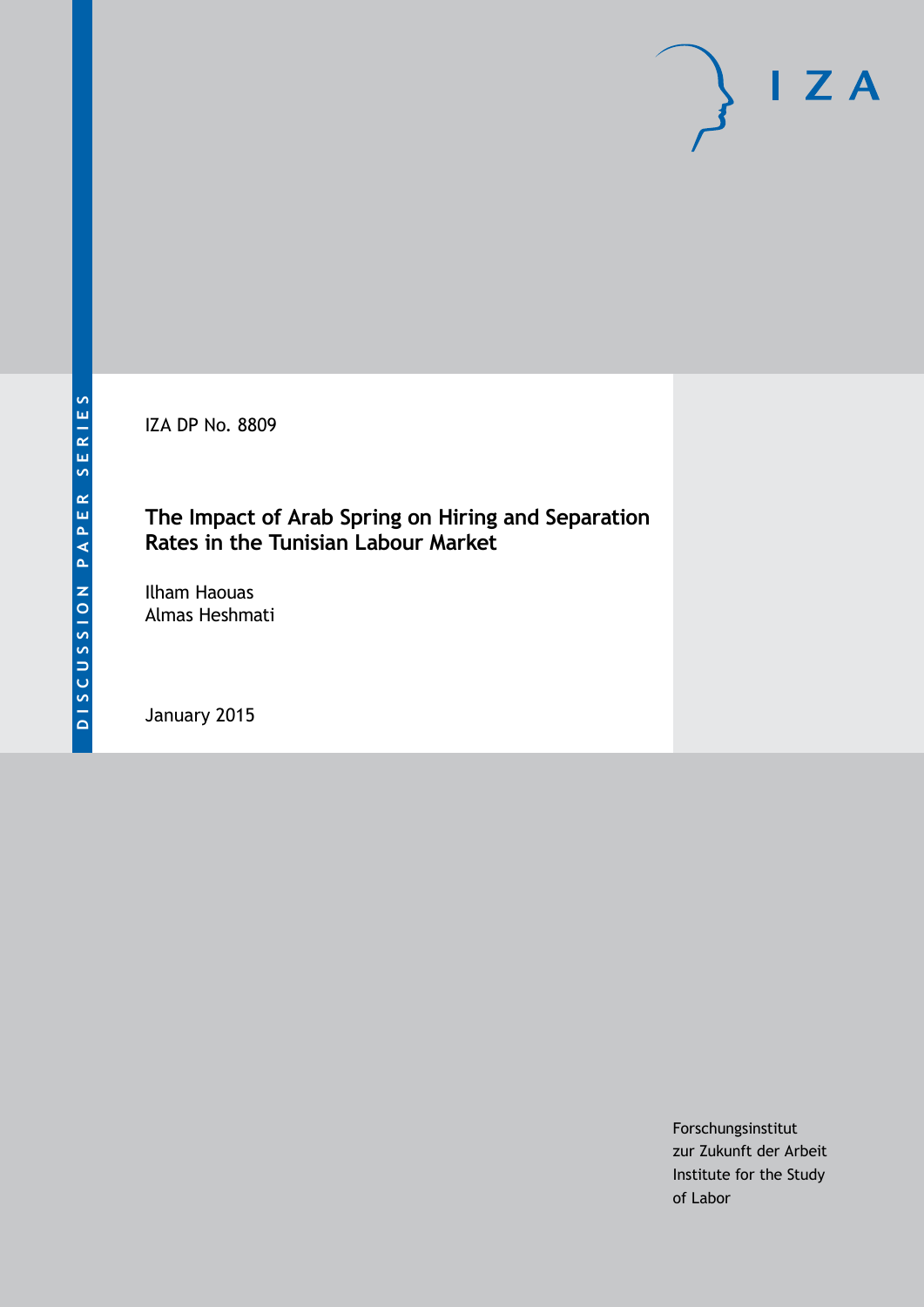DISCUSSION PAPER SERIES

IZA

IZA DP No. 8809

# The Impact of Arab Spring on Hiring and Separation Rates in the Tunisian Labour Market

Ilham Haouas
Almas Heshmati

January 2015

Forschungsinstitut
zur Zukunft der Arbeit
Institute for the Study
of Labor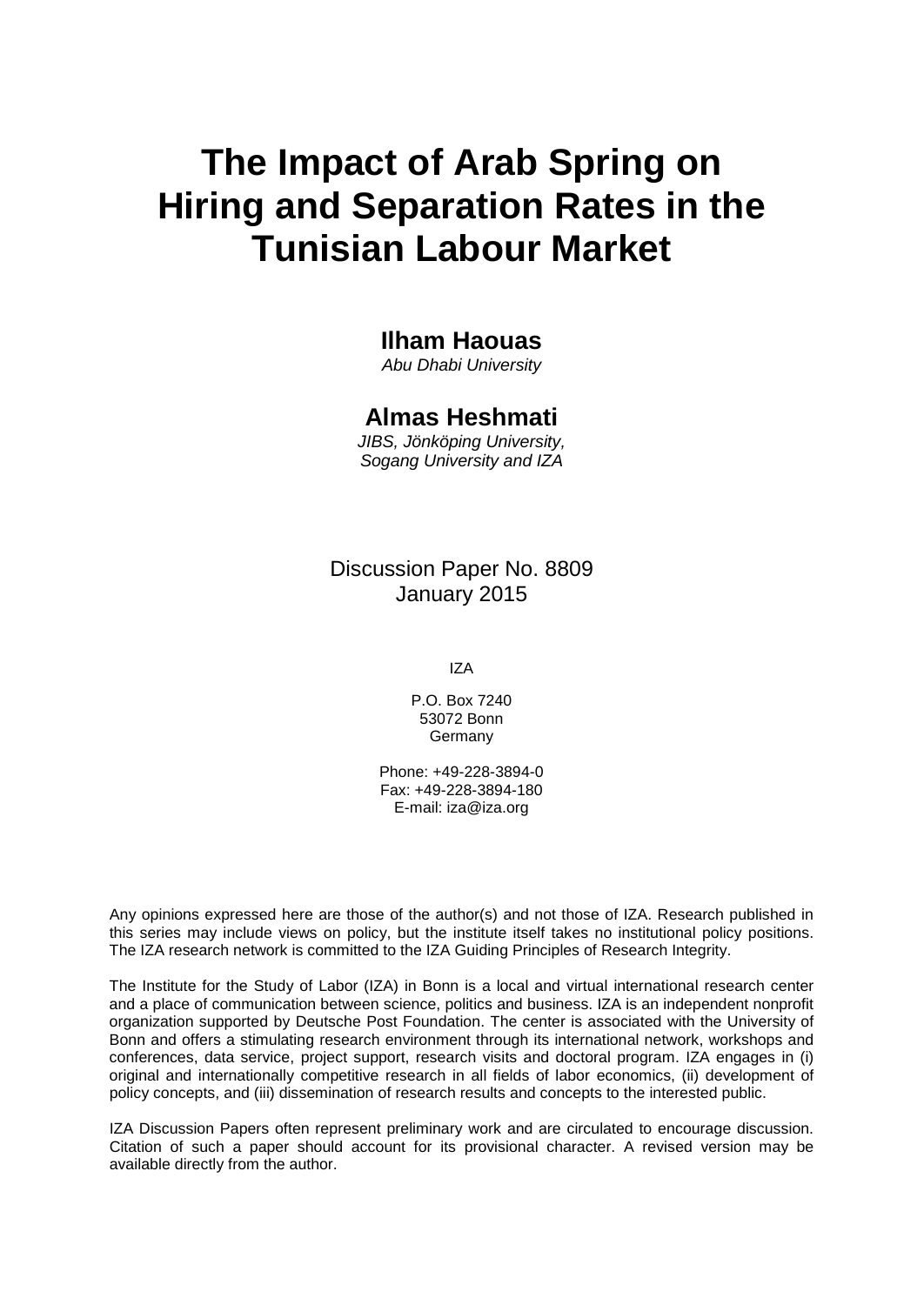# The Impact of Arab Spring on Hiring and Separation Rates in the Tunisian Labour Market

**Ilham Haouas**
*Abu Dhabi University*

**Almas Heshmati**
*JIBS, Jönköping University, Sogang University and IZA*

Discussion Paper No. 8809
January 2015

IZA

P.O. Box 7240
53072 Bonn
Germany

Phone: +49-228-3894-0
Fax: +49-228-3894-180
E-mail: iza@iza.org

Any opinions expressed here are those of the author(s) and not those of IZA. Research published in this series may include views on policy, but the institute itself takes no institutional policy positions. The IZA research network is committed to the IZA Guiding Principles of Research Integrity.

The Institute for the Study of Labor (IZA) in Bonn is a local and virtual international research center and a place of communication between science, politics and business. IZA is an independent nonprofit organization supported by Deutsche Post Foundation. The center is associated with the University of Bonn and offers a stimulating research environment through its international network, workshops and conferences, data service, project support, research visits and doctoral program. IZA engages in (i) original and internationally competitive research in all fields of labor economics, (ii) development of policy concepts, and (iii) dissemination of research results and concepts to the interested public.

IZA Discussion Papers often represent preliminary work and are circulated to encourage discussion. Citation of such a paper should account for its provisional character. A revised version may be available directly from the author.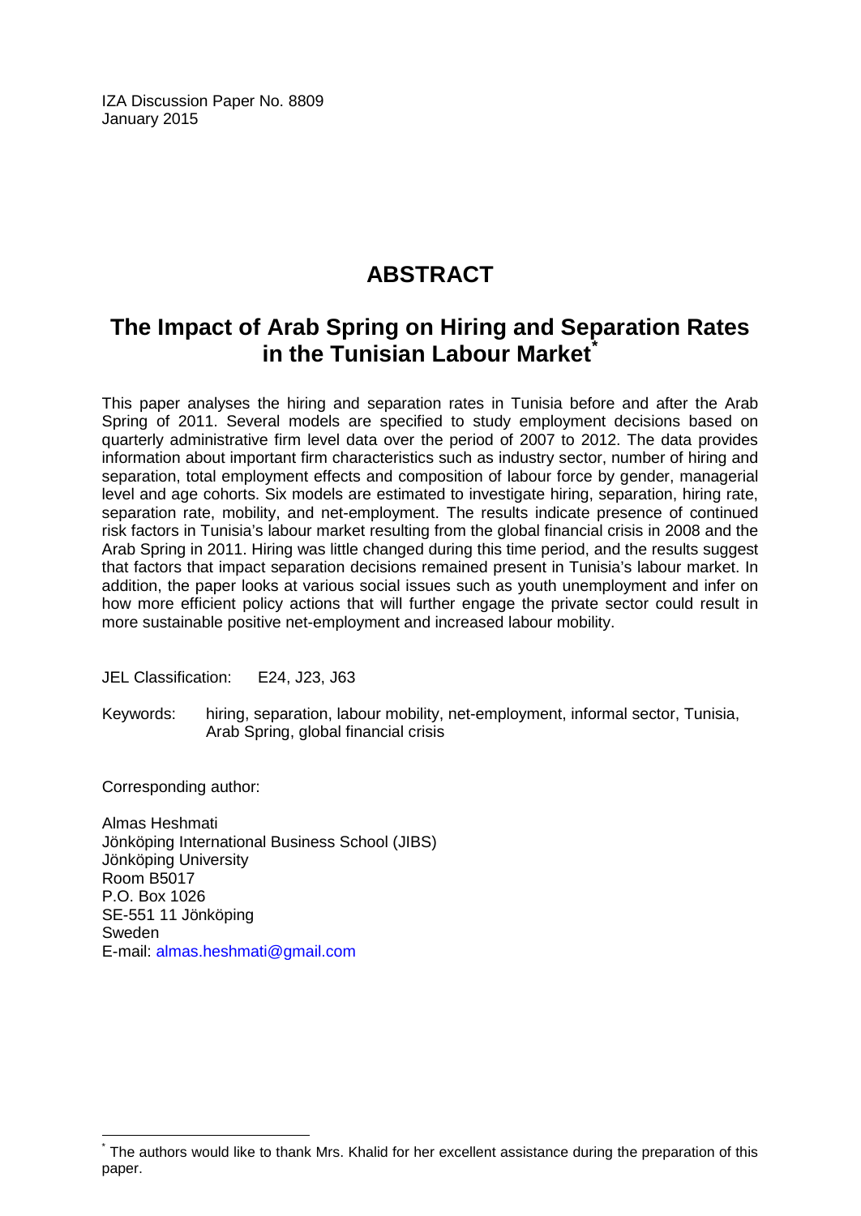IZA Discussion Paper No. 8809
January 2015

# ABSTRACT

## The Impact of Arab Spring on Hiring and Separation Rates in the Tunisian Labour Market[*]

This paper analyses the hiring and separation rates in Tunisia before and after the Arab Spring of 2011. Several models are specified to study employment decisions based on quarterly administrative firm level data over the period of 2007 to 2012. The data provides information about important firm characteristics such as industry sector, number of hiring and separation, total employment effects and composition of labour force by gender, managerial level and age cohorts. Six models are estimated to investigate hiring, separation, hiring rate, separation rate, mobility, and net-employment. The results indicate presence of continued risk factors in Tunisia's labour market resulting from the global financial crisis in 2008 and the Arab Spring in 2011. Hiring was little changed during this time period, and the results suggest that factors that impact separation decisions remained present in Tunisia's labour market. In addition, the paper looks at various social issues such as youth unemployment and infer on how more efficient policy actions that will further engage the private sector could result in more sustainable positive net-employment and increased labour mobility.

JEL Classification: E24, J23, J63

Keywords: hiring, separation, labour mobility, net-employment, informal sector, Tunisia, Arab Spring, global financial crisis

Corresponding author:

Almas Heshmati
Jönköping International Business School (JIBS)
Jönköping University
Room B5017
P.O. Box 1026
SE-551 11 Jönköping
Sweden
E-mail: almas.heshmati@gmail.com

[*] The authors would like to thank Mrs. Khalid for her excellent assistance during the preparation of this paper.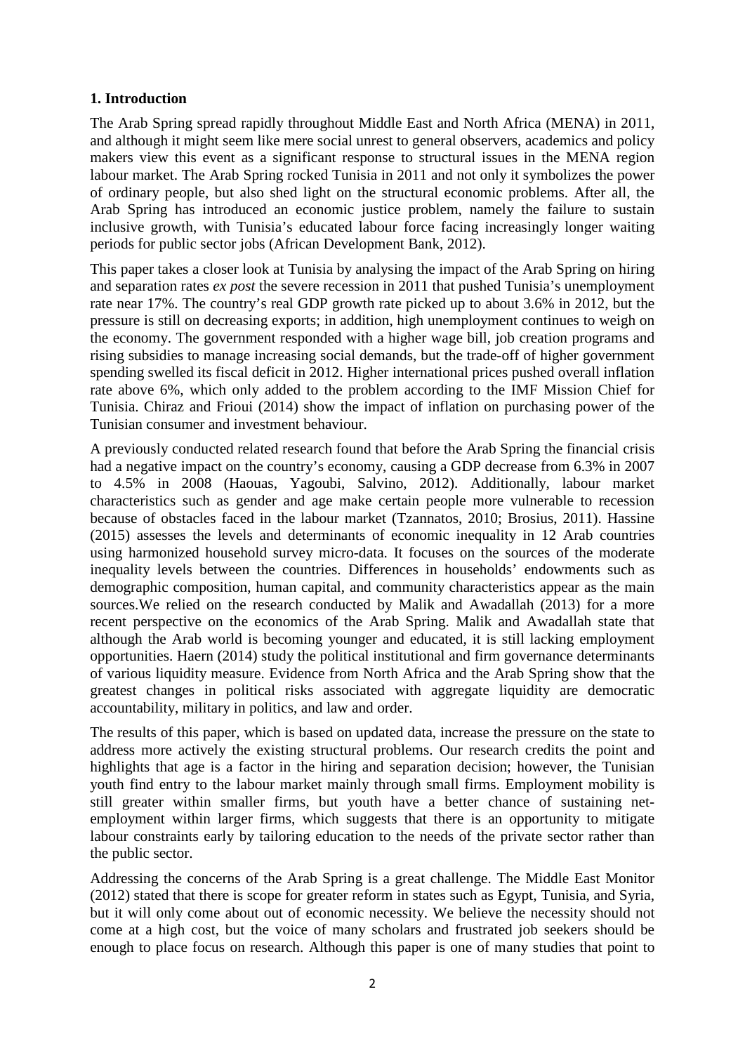## 1. Introduction

The Arab Spring spread rapidly throughout Middle East and North Africa (MENA) in 2011, and although it might seem like mere social unrest to general observers, academics and policy makers view this event as a significant response to structural issues in the MENA region labour market. The Arab Spring rocked Tunisia in 2011 and not only it symbolizes the power of ordinary people, but also shed light on the structural economic problems. After all, the Arab Spring has introduced an economic justice problem, namely the failure to sustain inclusive growth, with Tunisia's educated labour force facing increasingly longer waiting periods for public sector jobs (African Development Bank, 2012).

This paper takes a closer look at Tunisia by analysing the impact of the Arab Spring on hiring and separation rates *ex post* the severe recession in 2011 that pushed Tunisia's unemployment rate near 17%. The country's real GDP growth rate picked up to about 3.6% in 2012, but the pressure is still on decreasing exports; in addition, high unemployment continues to weigh on the economy. The government responded with a higher wage bill, job creation programs and rising subsidies to manage increasing social demands, but the trade-off of higher government spending swelled its fiscal deficit in 2012. Higher international prices pushed overall inflation rate above 6%, which only added to the problem according to the IMF Mission Chief for Tunisia. Chiraz and Frioui (2014) show the impact of inflation on purchasing power of the Tunisian consumer and investment behaviour.

A previously conducted related research found that before the Arab Spring the financial crisis had a negative impact on the country's economy, causing a GDP decrease from 6.3% in 2007 to 4.5% in 2008 (Haouas, Yagoubi, Salvino, 2012). Additionally, labour market characteristics such as gender and age make certain people more vulnerable to recession because of obstacles faced in the labour market (Tzannatos, 2010; Brosius, 2011). Hassine (2015) assesses the levels and determinants of economic inequality in 12 Arab countries using harmonized household survey micro-data. It focuses on the sources of the moderate inequality levels between the countries. Differences in households' endowments such as demographic composition, human capital, and community characteristics appear as the main sources.We relied on the research conducted by Malik and Awadallah (2013) for a more recent perspective on the economics of the Arab Spring. Malik and Awadallah state that although the Arab world is becoming younger and educated, it is still lacking employment opportunities. Haern (2014) study the political institutional and firm governance determinants of various liquidity measure. Evidence from North Africa and the Arab Spring show that the greatest changes in political risks associated with aggregate liquidity are democratic accountability, military in politics, and law and order.

The results of this paper, which is based on updated data, increase the pressure on the state to address more actively the existing structural problems. Our research credits the point and highlights that age is a factor in the hiring and separation decision; however, the Tunisian youth find entry to the labour market mainly through small firms. Employment mobility is still greater within smaller firms, but youth have a better chance of sustaining net-employment within larger firms, which suggests that there is an opportunity to mitigate labour constraints early by tailoring education to the needs of the private sector rather than the public sector.

Addressing the concerns of the Arab Spring is a great challenge. The Middle East Monitor (2012) stated that there is scope for greater reform in states such as Egypt, Tunisia, and Syria, but it will only come about out of economic necessity. We believe the necessity should not come at a high cost, but the voice of many scholars and frustrated job seekers should be enough to place focus on research. Although this paper is one of many studies that point to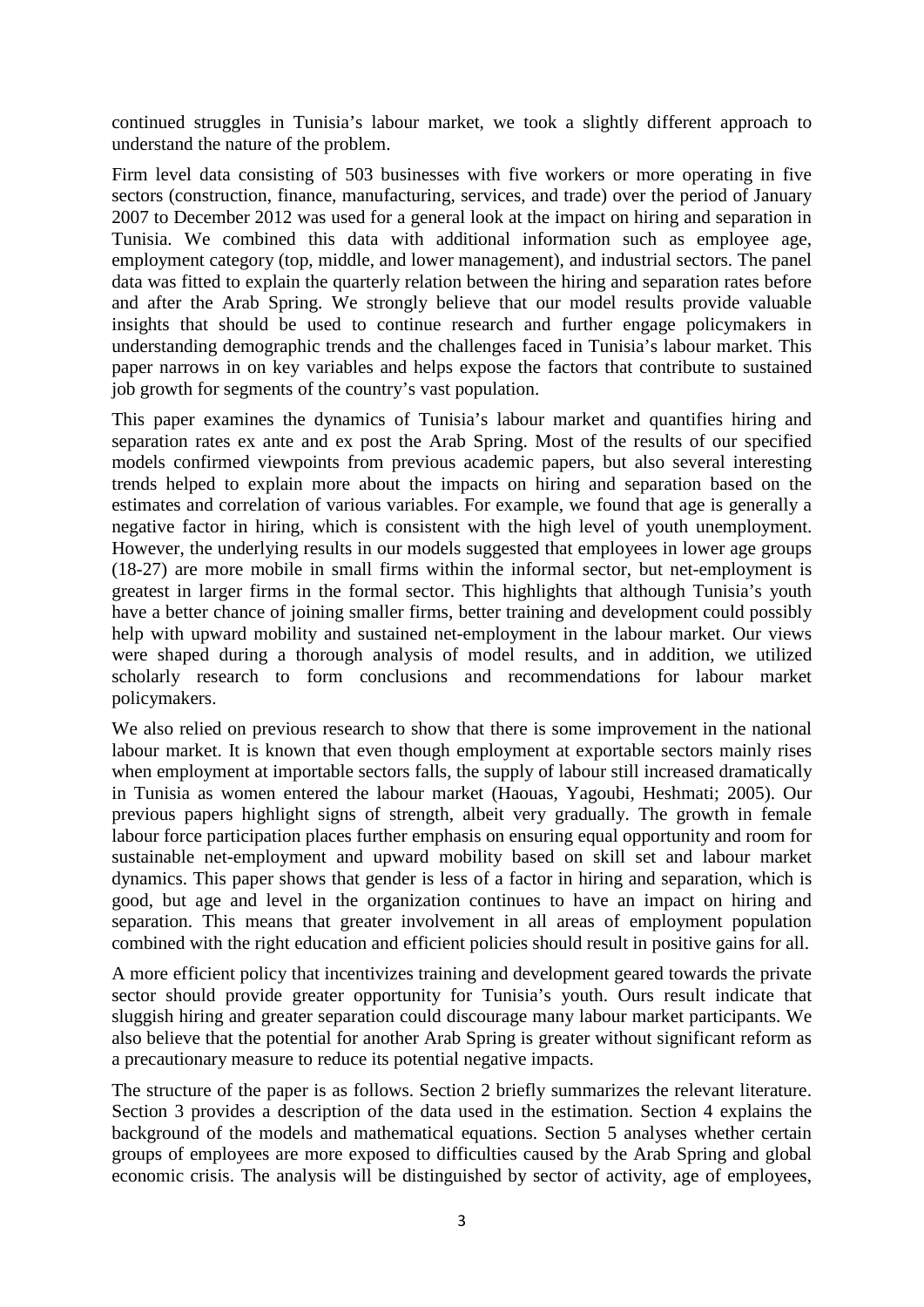continued struggles in Tunisia's labour market, we took a slightly different approach to understand the nature of the problem.

Firm level data consisting of 503 businesses with five workers or more operating in five sectors (construction, finance, manufacturing, services, and trade) over the period of January 2007 to December 2012 was used for a general look at the impact on hiring and separation in Tunisia. We combined this data with additional information such as employee age, employment category (top, middle, and lower management), and industrial sectors. The panel data was fitted to explain the quarterly relation between the hiring and separation rates before and after the Arab Spring. We strongly believe that our model results provide valuable insights that should be used to continue research and further engage policymakers in understanding demographic trends and the challenges faced in Tunisia's labour market. This paper narrows in on key variables and helps expose the factors that contribute to sustained job growth for segments of the country's vast population.

This paper examines the dynamics of Tunisia's labour market and quantifies hiring and separation rates ex ante and ex post the Arab Spring. Most of the results of our specified models confirmed viewpoints from previous academic papers, but also several interesting trends helped to explain more about the impacts on hiring and separation based on the estimates and correlation of various variables. For example, we found that age is generally a negative factor in hiring, which is consistent with the high level of youth unemployment. However, the underlying results in our models suggested that employees in lower age groups (18-27) are more mobile in small firms within the informal sector, but net-employment is greatest in larger firms in the formal sector. This highlights that although Tunisia's youth have a better chance of joining smaller firms, better training and development could possibly help with upward mobility and sustained net-employment in the labour market. Our views were shaped during a thorough analysis of model results, and in addition, we utilized scholarly research to form conclusions and recommendations for labour market policymakers.

We also relied on previous research to show that there is some improvement in the national labour market. It is known that even though employment at exportable sectors mainly rises when employment at importable sectors falls, the supply of labour still increased dramatically in Tunisia as women entered the labour market (Haouas, Yagoubi, Heshmati; 2005). Our previous papers highlight signs of strength, albeit very gradually. The growth in female labour force participation places further emphasis on ensuring equal opportunity and room for sustainable net-employment and upward mobility based on skill set and labour market dynamics. This paper shows that gender is less of a factor in hiring and separation, which is good, but age and level in the organization continues to have an impact on hiring and separation. This means that greater involvement in all areas of employment population combined with the right education and efficient policies should result in positive gains for all.

A more efficient policy that incentivizes training and development geared towards the private sector should provide greater opportunity for Tunisia's youth. Ours result indicate that sluggish hiring and greater separation could discourage many labour market participants. We also believe that the potential for another Arab Spring is greater without significant reform as a precautionary measure to reduce its potential negative impacts.

The structure of the paper is as follows. Section 2 briefly summarizes the relevant literature. Section 3 provides a description of the data used in the estimation. Section 4 explains the background of the models and mathematical equations. Section 5 analyses whether certain groups of employees are more exposed to difficulties caused by the Arab Spring and global economic crisis. The analysis will be distinguished by sector of activity, age of employees,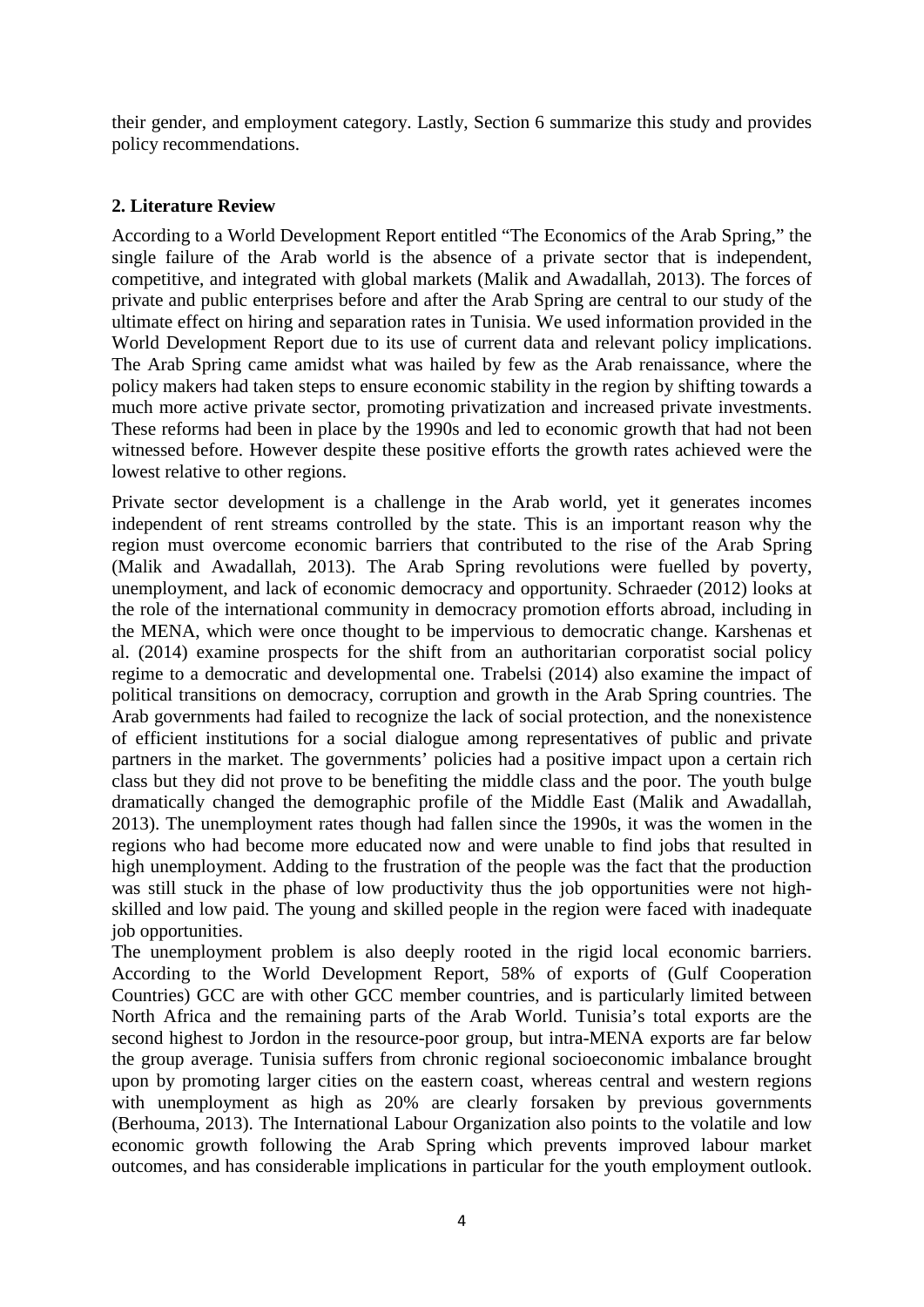their gender, and employment category. Lastly, Section 6 summarize this study and provides policy recommendations.

## 2. Literature Review

According to a World Development Report entitled "The Economics of the Arab Spring," the single failure of the Arab world is the absence of a private sector that is independent, competitive, and integrated with global markets (Malik and Awadallah, 2013). The forces of private and public enterprises before and after the Arab Spring are central to our study of the ultimate effect on hiring and separation rates in Tunisia. We used information provided in the World Development Report due to its use of current data and relevant policy implications. The Arab Spring came amidst what was hailed by few as the Arab renaissance, where the policy makers had taken steps to ensure economic stability in the region by shifting towards a much more active private sector, promoting privatization and increased private investments. These reforms had been in place by the 1990s and led to economic growth that had not been witnessed before. However despite these positive efforts the growth rates achieved were the lowest relative to other regions.

Private sector development is a challenge in the Arab world, yet it generates incomes independent of rent streams controlled by the state. This is an important reason why the region must overcome economic barriers that contributed to the rise of the Arab Spring (Malik and Awadallah, 2013). The Arab Spring revolutions were fuelled by poverty, unemployment, and lack of economic democracy and opportunity. Schraeder (2012) looks at the role of the international community in democracy promotion efforts abroad, including in the MENA, which were once thought to be impervious to democratic change. Karshenas et al. (2014) examine prospects for the shift from an authoritarian corporatist social policy regime to a democratic and developmental one. Trabelsi (2014) also examine the impact of political transitions on democracy, corruption and growth in the Arab Spring countries. The Arab governments had failed to recognize the lack of social protection, and the nonexistence of efficient institutions for a social dialogue among representatives of public and private partners in the market. The governments' policies had a positive impact upon a certain rich class but they did not prove to be benefiting the middle class and the poor. The youth bulge dramatically changed the demographic profile of the Middle East (Malik and Awadallah, 2013). The unemployment rates though had fallen since the 1990s, it was the women in the regions who had become more educated now and were unable to find jobs that resulted in high unemployment. Adding to the frustration of the people was the fact that the production was still stuck in the phase of low productivity thus the job opportunities were not high-skilled and low paid. The young and skilled people in the region were faced with inadequate job opportunities.

The unemployment problem is also deeply rooted in the rigid local economic barriers. According to the World Development Report, 58% of exports of (Gulf Cooperation Countries) GCC are with other GCC member countries, and is particularly limited between North Africa and the remaining parts of the Arab World. Tunisia's total exports are the second highest to Jordon in the resource-poor group, but intra-MENA exports are far below the group average. Tunisia suffers from chronic regional socioeconomic imbalance brought upon by promoting larger cities on the eastern coast, whereas central and western regions with unemployment as high as 20% are clearly forsaken by previous governments (Berhouma, 2013). The International Labour Organization also points to the volatile and low economic growth following the Arab Spring which prevents improved labour market outcomes, and has considerable implications in particular for the youth employment outlook.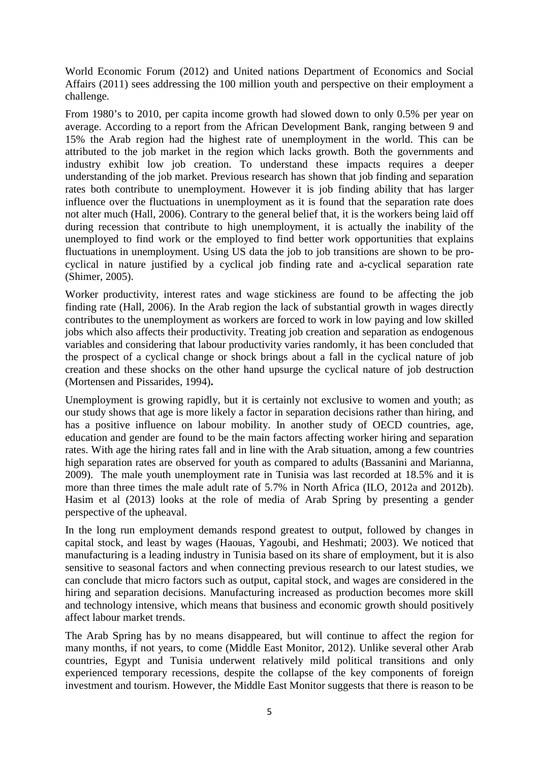World Economic Forum (2012) and United nations Department of Economics and Social Affairs (2011) sees addressing the 100 million youth and perspective on their employment a challenge.

From 1980's to 2010, per capita income growth had slowed down to only 0.5% per year on average. According to a report from the African Development Bank, ranging between 9 and 15% the Arab region had the highest rate of unemployment in the world. This can be attributed to the job market in the region which lacks growth. Both the governments and industry exhibit low job creation. To understand these impacts requires a deeper understanding of the job market. Previous research has shown that job finding and separation rates both contribute to unemployment. However it is job finding ability that has larger influence over the fluctuations in unemployment as it is found that the separation rate does not alter much (Hall, 2006). Contrary to the general belief that, it is the workers being laid off during recession that contribute to high unemployment, it is actually the inability of the unemployed to find work or the employed to find better work opportunities that explains fluctuations in unemployment. Using US data the job to job transitions are shown to be pro-cyclical in nature justified by a cyclical job finding rate and a-cyclical separation rate (Shimer, 2005).

Worker productivity, interest rates and wage stickiness are found to be affecting the job finding rate (Hall, 2006). In the Arab region the lack of substantial growth in wages directly contributes to the unemployment as workers are forced to work in low paying and low skilled jobs which also affects their productivity. Treating job creation and separation as endogenous variables and considering that labour productivity varies randomly, it has been concluded that the prospect of a cyclical change or shock brings about a fall in the cyclical nature of job creation and these shocks on the other hand upsurge the cyclical nature of job destruction (Mortensen and Pissarides, 1994).

Unemployment is growing rapidly, but it is certainly not exclusive to women and youth; as our study shows that age is more likely a factor in separation decisions rather than hiring, and has a positive influence on labour mobility. In another study of OECD countries, age, education and gender are found to be the main factors affecting worker hiring and separation rates. With age the hiring rates fall and in line with the Arab situation, among a few countries high separation rates are observed for youth as compared to adults (Bassanini and Marianna, 2009). The male youth unemployment rate in Tunisia was last recorded at 18.5% and it is more than three times the male adult rate of 5.7% in North Africa (ILO, 2012a and 2012b). Hasim et al (2013) looks at the role of media of Arab Spring by presenting a gender perspective of the upheaval.

In the long run employment demands respond greatest to output, followed by changes in capital stock, and least by wages (Haouas, Yagoubi, and Heshmati; 2003). We noticed that manufacturing is a leading industry in Tunisia based on its share of employment, but it is also sensitive to seasonal factors and when connecting previous research to our latest studies, we can conclude that micro factors such as output, capital stock, and wages are considered in the hiring and separation decisions. Manufacturing increased as production becomes more skill and technology intensive, which means that business and economic growth should positively affect labour market trends.

The Arab Spring has by no means disappeared, but will continue to affect the region for many months, if not years, to come (Middle East Monitor, 2012). Unlike several other Arab countries, Egypt and Tunisia underwent relatively mild political transitions and only experienced temporary recessions, despite the collapse of the key components of foreign investment and tourism. However, the Middle East Monitor suggests that there is reason to be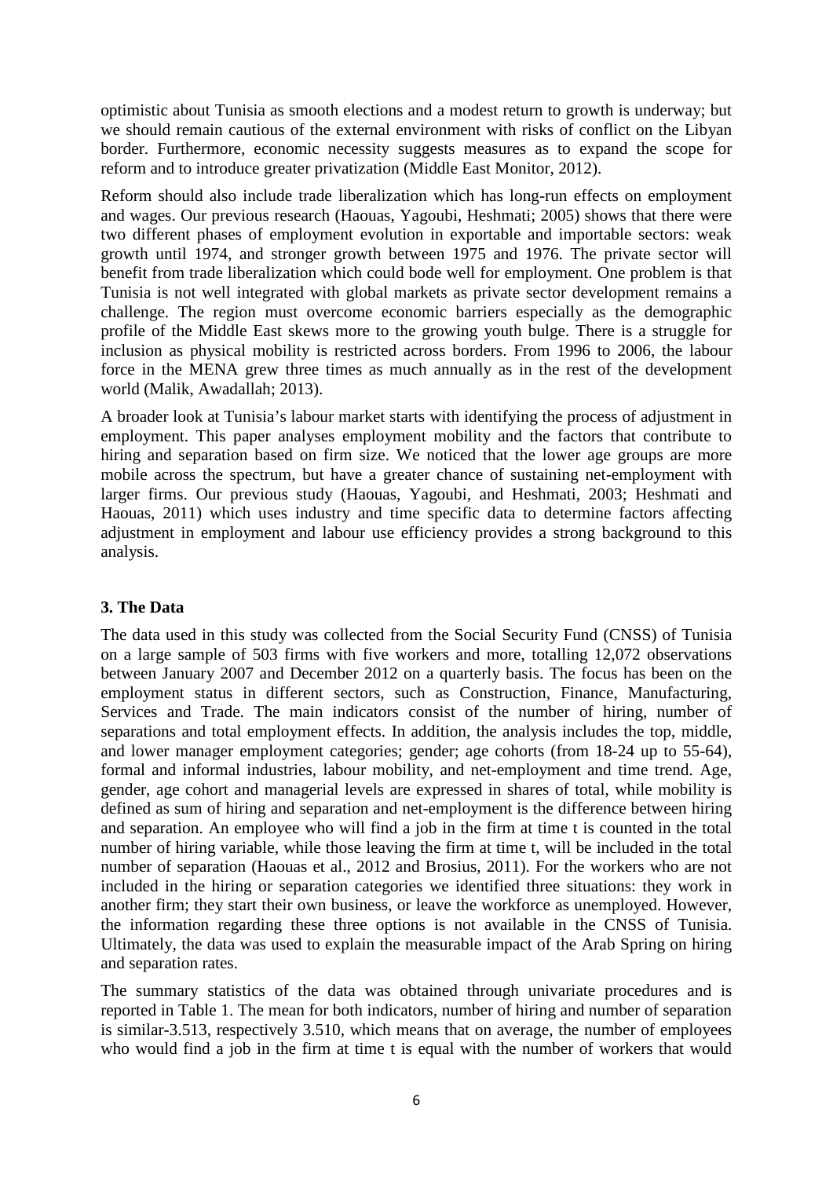optimistic about Tunisia as smooth elections and a modest return to growth is underway; but we should remain cautious of the external environment with risks of conflict on the Libyan border. Furthermore, economic necessity suggests measures as to expand the scope for reform and to introduce greater privatization (Middle East Monitor, 2012).

Reform should also include trade liberalization which has long-run effects on employment and wages. Our previous research (Haouas, Yagoubi, Heshmati; 2005) shows that there were two different phases of employment evolution in exportable and importable sectors: weak growth until 1974, and stronger growth between 1975 and 1976. The private sector will benefit from trade liberalization which could bode well for employment. One problem is that Tunisia is not well integrated with global markets as private sector development remains a challenge. The region must overcome economic barriers especially as the demographic profile of the Middle East skews more to the growing youth bulge. There is a struggle for inclusion as physical mobility is restricted across borders. From 1996 to 2006, the labour force in the MENA grew three times as much annually as in the rest of the development world (Malik, Awadallah; 2013).

A broader look at Tunisia's labour market starts with identifying the process of adjustment in employment. This paper analyses employment mobility and the factors that contribute to hiring and separation based on firm size. We noticed that the lower age groups are more mobile across the spectrum, but have a greater chance of sustaining net-employment with larger firms. Our previous study (Haouas, Yagoubi, and Heshmati, 2003; Heshmati and Haouas, 2011) which uses industry and time specific data to determine factors affecting adjustment in employment and labour use efficiency provides a strong background to this analysis.

## 3. The Data

The data used in this study was collected from the Social Security Fund (CNSS) of Tunisia on a large sample of 503 firms with five workers and more, totalling 12,072 observations between January 2007 and December 2012 on a quarterly basis. The focus has been on the employment status in different sectors, such as Construction, Finance, Manufacturing, Services and Trade. The main indicators consist of the number of hiring, number of separations and total employment effects. In addition, the analysis includes the top, middle, and lower manager employment categories; gender; age cohorts (from 18-24 up to 55-64), formal and informal industries, labour mobility, and net-employment and time trend. Age, gender, age cohort and managerial levels are expressed in shares of total, while mobility is defined as sum of hiring and separation and net-employment is the difference between hiring and separation. An employee who will find a job in the firm at time t is counted in the total number of hiring variable, while those leaving the firm at time t, will be included in the total number of separation (Haouas et al., 2012 and Brosius, 2011). For the workers who are not included in the hiring or separation categories we identified three situations: they work in another firm; they start their own business, or leave the workforce as unemployed. However, the information regarding these three options is not available in the CNSS of Tunisia. Ultimately, the data was used to explain the measurable impact of the Arab Spring on hiring and separation rates.

The summary statistics of the data was obtained through univariate procedures and is reported in Table 1. The mean for both indicators, number of hiring and number of separation is similar-3.513, respectively 3.510, which means that on average, the number of employees who would find a job in the firm at time t is equal with the number of workers that would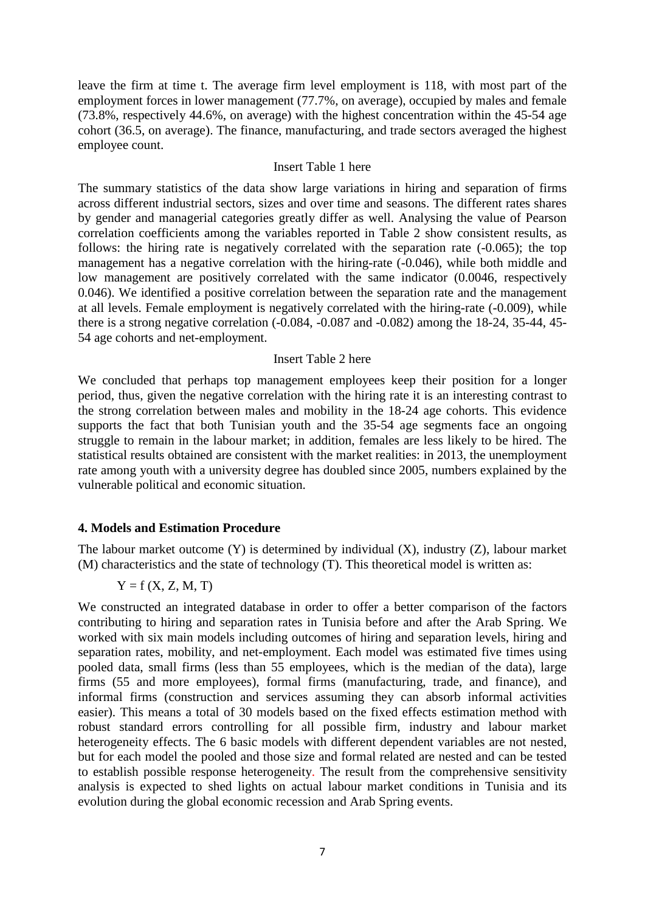leave the firm at time t. The average firm level employment is 118, with most part of the employment forces in lower management (77.7%, on average), occupied by males and female (73.8%, respectively 44.6%, on average) with the highest concentration within the 45-54 age cohort (36.5, on average). The finance, manufacturing, and trade sectors averaged the highest employee count.

Insert Table 1 here

The summary statistics of the data show large variations in hiring and separation of firms across different industrial sectors, sizes and over time and seasons. The different rates shares by gender and managerial categories greatly differ as well. Analysing the value of Pearson correlation coefficients among the variables reported in Table 2 show consistent results, as follows: the hiring rate is negatively correlated with the separation rate (-0.065); the top management has a negative correlation with the hiring-rate (-0.046), while both middle and low management are positively correlated with the same indicator (0.0046, respectively 0.046). We identified a positive correlation between the separation rate and the management at all levels. Female employment is negatively correlated with the hiring-rate (-0.009), while there is a strong negative correlation (-0.084, -0.087 and -0.082) among the 18-24, 35-44, 45-54 age cohorts and net-employment.

Insert Table 2 here

We concluded that perhaps top management employees keep their position for a longer period, thus, given the negative correlation with the hiring rate it is an interesting contrast to the strong correlation between males and mobility in the 18-24 age cohorts. This evidence supports the fact that both Tunisian youth and the 35-54 age segments face an ongoing struggle to remain in the labour market; in addition, females are less likely to be hired. The statistical results obtained are consistent with the market realities: in 2013, the unemployment rate among youth with a university degree has doubled since 2005, numbers explained by the vulnerable political and economic situation.

### 4. Models and Estimation Procedure

The labour market outcome (Y) is determined by individual (X), industry (Z), labour market (M) characteristics and the state of technology (T). This theoretical model is written as:

$$Y = f(X, Z, M, T)$$

We constructed an integrated database in order to offer a better comparison of the factors contributing to hiring and separation rates in Tunisia before and after the Arab Spring. We worked with six main models including outcomes of hiring and separation levels, hiring and separation rates, mobility, and net-employment. Each model was estimated five times using pooled data, small firms (less than 55 employees, which is the median of the data), large firms (55 and more employees), formal firms (manufacturing, trade, and finance), and informal firms (construction and services assuming they can absorb informal activities easier). This means a total of 30 models based on the fixed effects estimation method with robust standard errors controlling for all possible firm, industry and labour market heterogeneity effects. The 6 basic models with different dependent variables are not nested, but for each model the pooled and those size and formal related are nested and can be tested to establish possible response heterogeneity. The result from the comprehensive sensitivity analysis is expected to shed lights on actual labour market conditions in Tunisia and its evolution during the global economic recession and Arab Spring events.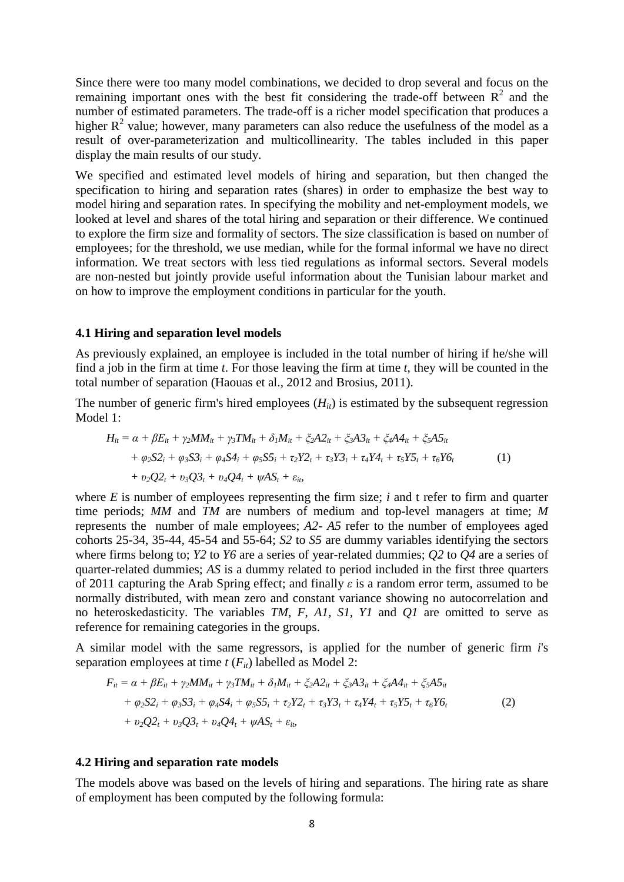Since there were too many model combinations, we decided to drop several and focus on the remaining important ones with the best fit considering the trade-off between $R^2$ and the number of estimated parameters. The trade-off is a richer model specification that produces a higher $R^2$ value; however, many parameters can also reduce the usefulness of the model as a result of over-parameterization and multicollinearity. The tables included in this paper display the main results of our study.

We specified and estimated level models of hiring and separation, but then changed the specification to hiring and separation rates (shares) in order to emphasize the best way to model hiring and separation rates. In specifying the mobility and net-employment models, we looked at level and shares of the total hiring and separation or their difference. We continued to explore the firm size and formality of sectors. The size classification is based on number of employees; for the threshold, we use median, while for the formal informal we have no direct information. We treat sectors with less tied regulations as informal sectors. Several models are non-nested but jointly provide useful information about the Tunisian labour market and on how to improve the employment conditions in particular for the youth.

### 4.1 Hiring and separation level models

As previously explained, an employee is included in the total number of hiring if he/she will find a job in the firm at time *t*. For those leaving the firm at time *t*, they will be counted in the total number of separation (Haouas et al., 2012 and Brosius, 2011).

The number of generic firm's hired employees ($H_{it}$) is estimated by the subsequent regression Model 1:

$$
\begin{aligned}
H_{it} = {} & \alpha + \beta E_{it} + \gamma_2 MM_{it} + \gamma_3 TM_{it} + \delta_1 M_{it} + \xi_2 A2_{it} + \xi_3 A3_{it} + \xi_4 A4_{it} + \xi_5 A5_{it} \\
& + \varphi_2 S2_i + \varphi_3 S3_i + \varphi_4 S4_i + \varphi_5 S5_i + \tau_2 Y2_t + \tau_3 Y3_t + \tau_4 Y4_t + \tau_5 Y5_t + \tau_6 Y6_t \\
& + \upsilon_2 Q2_t + \upsilon_3 Q3_t + \upsilon_4 Q4_t + \psi AS_t + \varepsilon_{it},
\end{aligned} \tag{1}
$$

where $E$ is number of employees representing the firm size; $i$ and t refer to firm and quarter time periods; $MM$ and $TM$ are numbers of medium and top-level managers at time; $M$ represents the number of male employees; $A2$- $A5$ refer to the number of employees aged cohorts 25-34, 35-44, 45-54 and 55-64; $S2$ to $S5$ are dummy variables identifying the sectors where firms belong to; $Y2$ to $Y6$ are a series of year-related dummies; $Q2$ to $Q4$ are a series of quarter-related dummies; $AS$ is a dummy related to period included in the first three quarters of 2011 capturing the Arab Spring effect; and finally $\varepsilon$ is a random error term, assumed to be normally distributed, with mean zero and constant variance showing no autocorrelation and no heteroskedasticity. The variables $TM$, $F$, $A1$, $S1$, $Y1$ and $Q1$ are omitted to serve as reference for remaining categories in the groups.

A similar model with the same regressors, is applied for the number of generic firm $i$'s separation employees at time $t$ ($F_{it}$) labelled as Model 2:

$$
\begin{aligned}
F_{it} = {} & \alpha + \beta E_{it} + \gamma_2 MM_{it} + \gamma_3 TM_{it} + \delta_1 M_{it} + \xi_2 A2_{it} + \xi_3 A3_{it} + \xi_4 A4_{it} + \xi_5 A5_{it} \\
& + \varphi_2 S2_i + \varphi_3 S3_i + \varphi_4 S4_i + \varphi_5 S5_i + \tau_2 Y2_t + \tau_3 Y3_t + \tau_4 Y4_t + \tau_5 Y5_t + \tau_6 Y6_t \\
& + \upsilon_2 Q2_t + \upsilon_3 Q3_t + \upsilon_4 Q4_t + \psi AS_t + \varepsilon_{it},
\end{aligned} \tag{2}
$$

### 4.2 Hiring and separation rate models

The models above was based on the levels of hiring and separations. The hiring rate as share of employment has been computed by the following formula: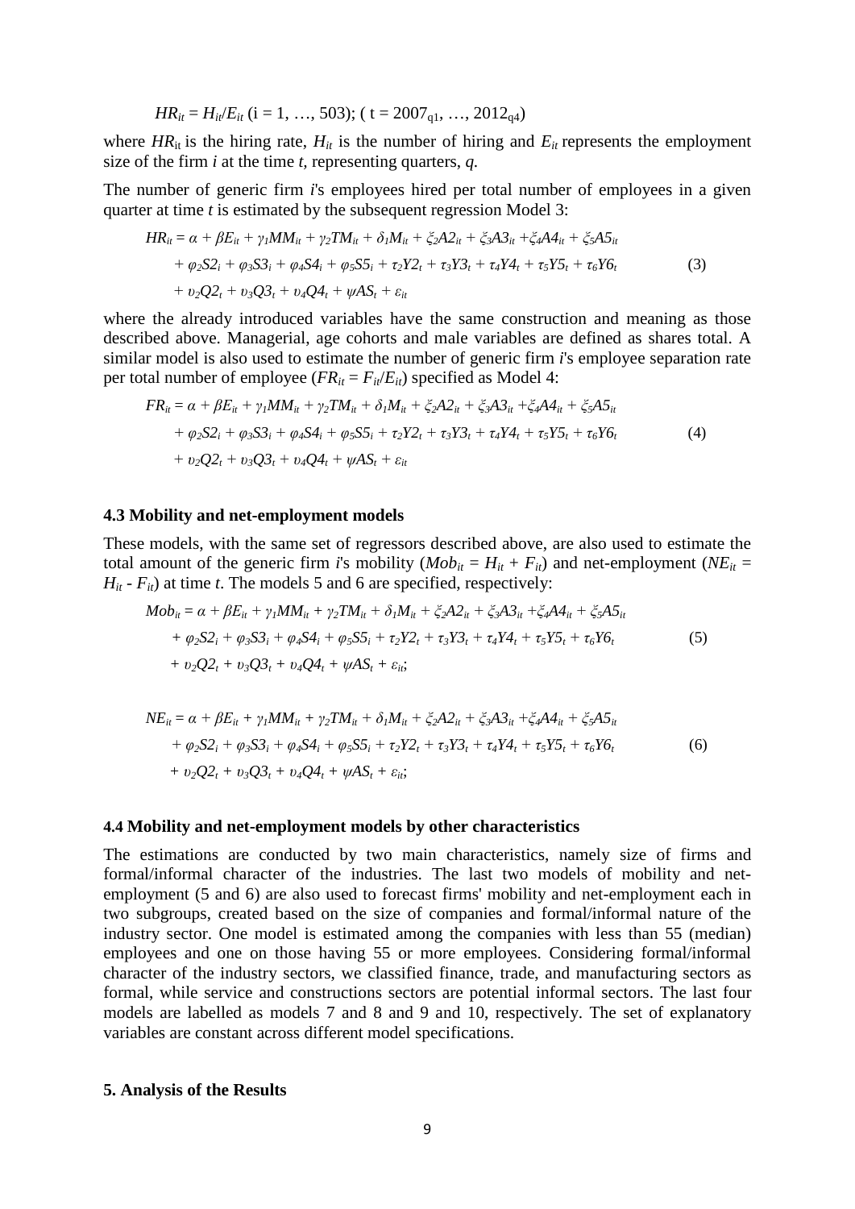$$HR_{it} = H_{it}/E_{it} \text{ (i = 1, …, 503); ( t = } 2007_{q1}, \dots, 2012_{q4})$$

where $HR_{it}$ is the hiring rate, $H_{it}$ is the number of hiring and $E_{it}$ represents the employment size of the firm *i* at the time *t*, representing quarters, *q*.

The number of generic firm *i*'s employees hired per total number of employees in a given quarter at time *t* is estimated by the subsequent regression Model 3:

$$\begin{aligned} HR_{it} = \alpha &+ \beta E_{it} + \gamma_1 MM_{it} + \gamma_2 TM_{it} + \delta_1 M_{it} + \xi_2 A2_{it} + \xi_3 A3_{it} + \xi_4 A4_{it} + \xi_5 A5_{it} \\ &+ \varphi_2 S2_i + \varphi_3 S3_i + \varphi_4 S4_i + \varphi_5 S5_i + \tau_2 Y2_t + \tau_3 Y3_t + \tau_4 Y4_t + \tau_5 Y5_t + \tau_6 Y6_t \\ &+ \upsilon_2 Q2_t + \upsilon_3 Q3_t + \upsilon_4 Q4_t + \psi AS_t + \varepsilon_{it} \end{aligned} \tag{3}$$

where the already introduced variables have the same construction and meaning as those described above. Managerial, age cohorts and male variables are defined as shares total. A similar model is also used to estimate the number of generic firm *i*'s employee separation rate per total number of employee ($FR_{it} = F_{it}/E_{it}$) specified as Model 4:

$$\begin{aligned} FR_{it} = \alpha &+ \beta E_{it} + \gamma_1 MM_{it} + \gamma_2 TM_{it} + \delta_1 M_{it} + \xi_2 A2_{it} + \xi_3 A3_{it} + \xi_4 A4_{it} + \xi_5 A5_{it} \\ &+ \varphi_2 S2_i + \varphi_3 S3_i + \varphi_4 S4_i + \varphi_5 S5_i + \tau_2 Y2_t + \tau_3 Y3_t + \tau_4 Y4_t + \tau_5 Y5_t + \tau_6 Y6_t \\ &+ \upsilon_2 Q2_t + \upsilon_3 Q3_t + \upsilon_4 Q4_t + \psi AS_t + \varepsilon_{it} \end{aligned} \tag{4}$$

### 4.3 Mobility and net-employment models

These models, with the same set of regressors described above, are also used to estimate the total amount of the generic firm *i*'s mobility ($Mob_{it} = H_{it} + F_{it}$) and net-employment ($NE_{it} = H_{it} - F_{it}$) at time *t*. The models 5 and 6 are specified, respectively:

$$\begin{aligned} Mob_{it} = \alpha &+ \beta E_{it} + \gamma_1 MM_{it} + \gamma_2 TM_{it} + \delta_1 M_{it} + \xi_2 A2_{it} + \xi_3 A3_{it} + \xi_4 A4_{it} + \xi_5 A5_{it} \\ &+ \varphi_2 S2_i + \varphi_3 S3_i + \varphi_4 S4_i + \varphi_5 S5_i + \tau_2 Y2_t + \tau_3 Y3_t + \tau_4 Y4_t + \tau_5 Y5_t + \tau_6 Y6_t \\ &+ \upsilon_2 Q2_t + \upsilon_3 Q3_t + \upsilon_4 Q4_t + \psi AS_t + \varepsilon_{it}; \end{aligned} \tag{5}$$

$$\begin{aligned} NE_{it} = \alpha &+ \beta E_{it} + \gamma_1 MM_{it} + \gamma_2 TM_{it} + \delta_1 M_{it} + \xi_2 A2_{it} + \xi_3 A3_{it} + \xi_4 A4_{it} + \xi_5 A5_{it} \\ &+ \varphi_2 S2_i + \varphi_3 S3_i + \varphi_4 S4_i + \varphi_5 S5_i + \tau_2 Y2_t + \tau_3 Y3_t + \tau_4 Y4_t + \tau_5 Y5_t + \tau_6 Y6_t \\ &+ \upsilon_2 Q2_t + \upsilon_3 Q3_t + \upsilon_4 Q4_t + \psi AS_t + \varepsilon_{it}; \end{aligned} \tag{6}$$

### 4.4 Mobility and net-employment models by other characteristics

The estimations are conducted by two main characteristics, namely size of firms and formal/informal character of the industries. The last two models of mobility and net-employment (5 and 6) are also used to forecast firms' mobility and net-employment each in two subgroups, created based on the size of companies and formal/informal nature of the industry sector. One model is estimated among the companies with less than 55 (median) employees and one on those having 55 or more employees. Considering formal/informal character of the industry sectors, we classified finance, trade, and manufacturing sectors as formal, while service and constructions sectors are potential informal sectors. The last four models are labelled as models 7 and 8 and 9 and 10, respectively. The set of explanatory variables are constant across different model specifications.

## 5. Analysis of the Results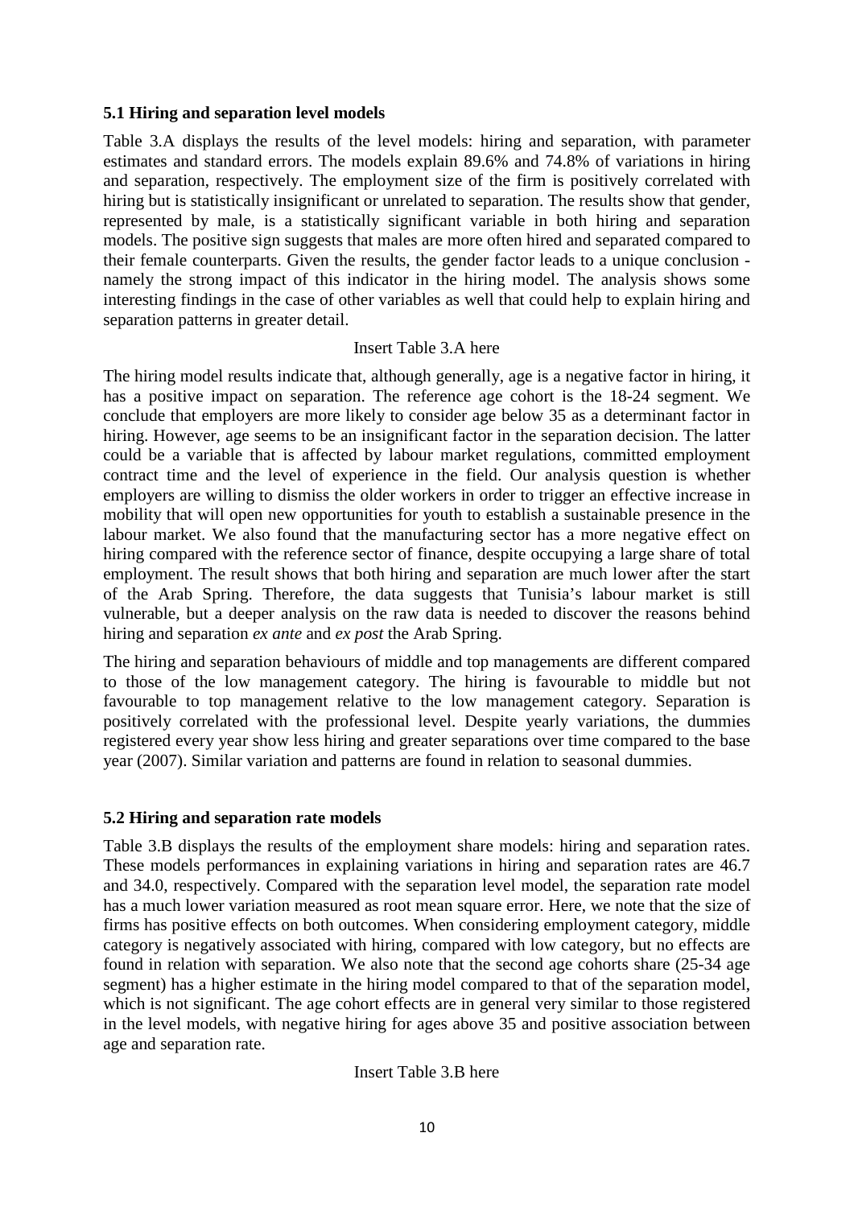### 5.1 Hiring and separation level models

Table 3.A displays the results of the level models: hiring and separation, with parameter estimates and standard errors. The models explain 89.6% and 74.8% of variations in hiring and separation, respectively. The employment size of the firm is positively correlated with hiring but is statistically insignificant or unrelated to separation. The results show that gender, represented by male, is a statistically significant variable in both hiring and separation models. The positive sign suggests that males are more often hired and separated compared to their female counterparts. Given the results, the gender factor leads to a unique conclusion - namely the strong impact of this indicator in the hiring model. The analysis shows some interesting findings in the case of other variables as well that could help to explain hiring and separation patterns in greater detail.

Insert Table 3.A here

The hiring model results indicate that, although generally, age is a negative factor in hiring, it has a positive impact on separation. The reference age cohort is the 18-24 segment. We conclude that employers are more likely to consider age below 35 as a determinant factor in hiring. However, age seems to be an insignificant factor in the separation decision. The latter could be a variable that is affected by labour market regulations, committed employment contract time and the level of experience in the field. Our analysis question is whether employers are willing to dismiss the older workers in order to trigger an effective increase in mobility that will open new opportunities for youth to establish a sustainable presence in the labour market. We also found that the manufacturing sector has a more negative effect on hiring compared with the reference sector of finance, despite occupying a large share of total employment. The result shows that both hiring and separation are much lower after the start of the Arab Spring. Therefore, the data suggests that Tunisia's labour market is still vulnerable, but a deeper analysis on the raw data is needed to discover the reasons behind hiring and separation *ex ante* and *ex post* the Arab Spring.

The hiring and separation behaviours of middle and top managements are different compared to those of the low management category. The hiring is favourable to middle but not favourable to top management relative to the low management category. Separation is positively correlated with the professional level. Despite yearly variations, the dummies registered every year show less hiring and greater separations over time compared to the base year (2007). Similar variation and patterns are found in relation to seasonal dummies.

### 5.2 Hiring and separation rate models

Table 3.B displays the results of the employment share models: hiring and separation rates. These models performances in explaining variations in hiring and separation rates are 46.7 and 34.0, respectively. Compared with the separation level model, the separation rate model has a much lower variation measured as root mean square error. Here, we note that the size of firms has positive effects on both outcomes. When considering employment category, middle category is negatively associated with hiring, compared with low category, but no effects are found in relation with separation. We also note that the second age cohorts share (25-34 age segment) has a higher estimate in the hiring model compared to that of the separation model, which is not significant. The age cohort effects are in general very similar to those registered in the level models, with negative hiring for ages above 35 and positive association between age and separation rate.

Insert Table 3.B here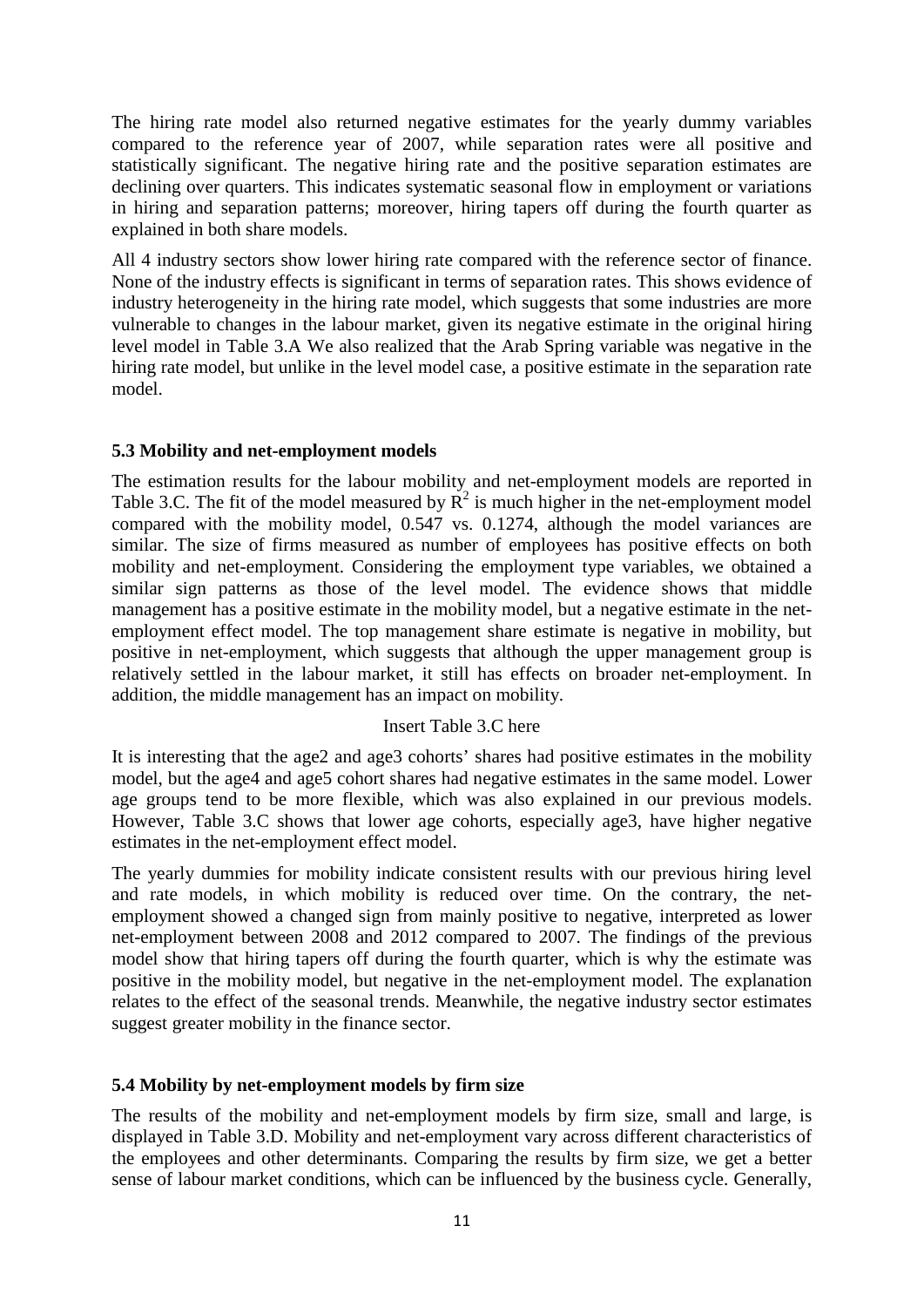The hiring rate model also returned negative estimates for the yearly dummy variables compared to the reference year of 2007, while separation rates were all positive and statistically significant. The negative hiring rate and the positive separation estimates are declining over quarters. This indicates systematic seasonal flow in employment or variations in hiring and separation patterns; moreover, hiring tapers off during the fourth quarter as explained in both share models.

All 4 industry sectors show lower hiring rate compared with the reference sector of finance. None of the industry effects is significant in terms of separation rates. This shows evidence of industry heterogeneity in the hiring rate model, which suggests that some industries are more vulnerable to changes in the labour market, given its negative estimate in the original hiring level model in Table 3.A We also realized that the Arab Spring variable was negative in the hiring rate model, but unlike in the level model case, a positive estimate in the separation rate model.

### 5.3 Mobility and net-employment models

The estimation results for the labour mobility and net-employment models are reported in Table 3.C. The fit of the model measured by $R^2$ is much higher in the net-employment model compared with the mobility model, 0.547 vs. 0.1274, although the model variances are similar. The size of firms measured as number of employees has positive effects on both mobility and net-employment. Considering the employment type variables, we obtained a similar sign patterns as those of the level model. The evidence shows that middle management has a positive estimate in the mobility model, but a negative estimate in the net-employment effect model. The top management share estimate is negative in mobility, but positive in net-employment, which suggests that although the upper management group is relatively settled in the labour market, it still has effects on broader net-employment. In addition, the middle management has an impact on mobility.

Insert Table 3.C here

It is interesting that the age2 and age3 cohorts' shares had positive estimates in the mobility model, but the age4 and age5 cohort shares had negative estimates in the same model. Lower age groups tend to be more flexible, which was also explained in our previous models. However, Table 3.C shows that lower age cohorts, especially age3, have higher negative estimates in the net-employment effect model.

The yearly dummies for mobility indicate consistent results with our previous hiring level and rate models, in which mobility is reduced over time. On the contrary, the net-employment showed a changed sign from mainly positive to negative, interpreted as lower net-employment between 2008 and 2012 compared to 2007. The findings of the previous model show that hiring tapers off during the fourth quarter, which is why the estimate was positive in the mobility model, but negative in the net-employment model. The explanation relates to the effect of the seasonal trends. Meanwhile, the negative industry sector estimates suggest greater mobility in the finance sector.

### 5.4 Mobility by net-employment models by firm size

The results of the mobility and net-employment models by firm size, small and large, is displayed in Table 3.D. Mobility and net-employment vary across different characteristics of the employees and other determinants. Comparing the results by firm size, we get a better sense of labour market conditions, which can be influenced by the business cycle. Generally,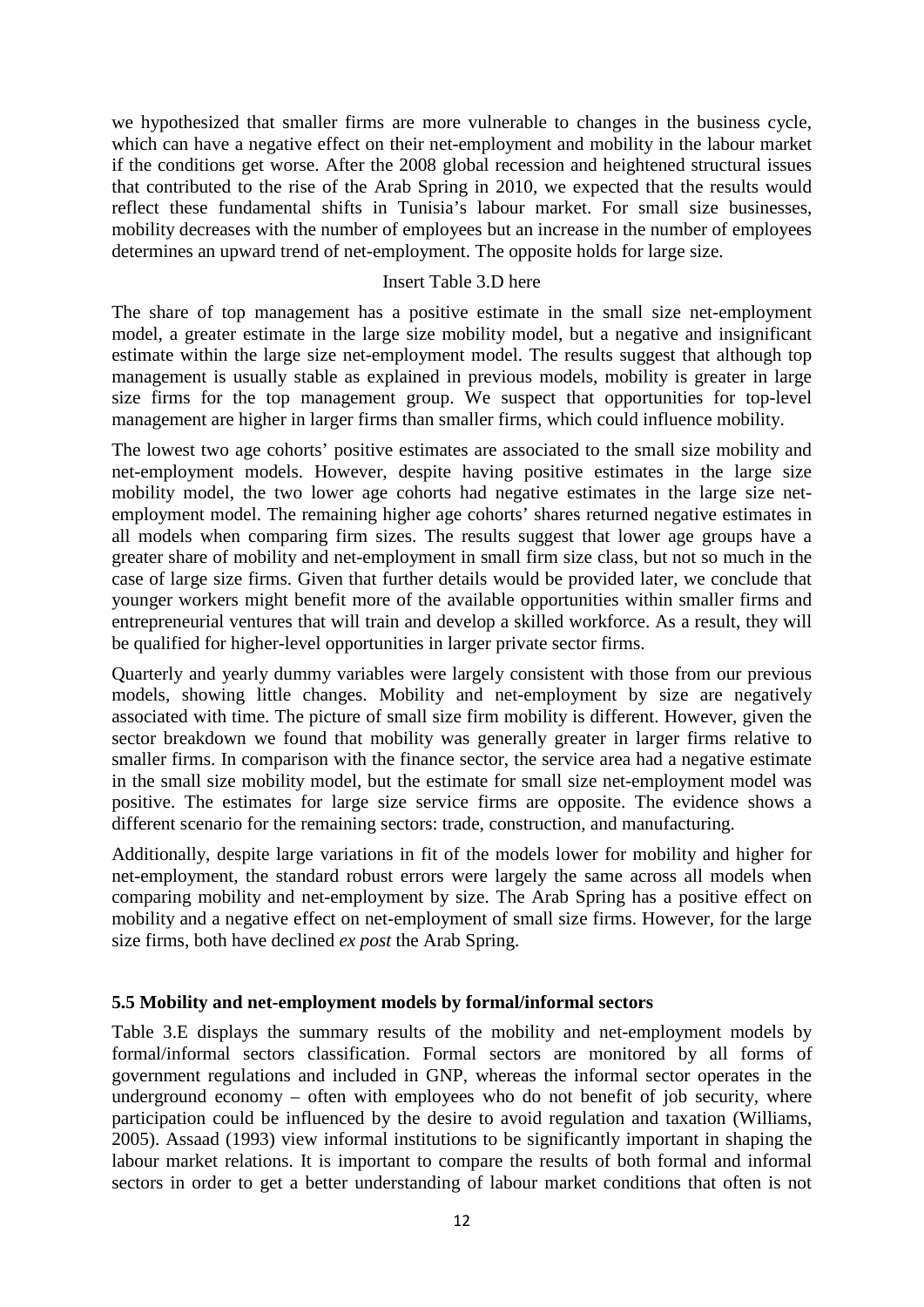we hypothesized that smaller firms are more vulnerable to changes in the business cycle, which can have a negative effect on their net-employment and mobility in the labour market if the conditions get worse. After the 2008 global recession and heightened structural issues that contributed to the rise of the Arab Spring in 2010, we expected that the results would reflect these fundamental shifts in Tunisia's labour market. For small size businesses, mobility decreases with the number of employees but an increase in the number of employees determines an upward trend of net-employment. The opposite holds for large size.

Insert Table 3.D here

The share of top management has a positive estimate in the small size net-employment model, a greater estimate in the large size mobility model, but a negative and insignificant estimate within the large size net-employment model. The results suggest that although top management is usually stable as explained in previous models, mobility is greater in large size firms for the top management group. We suspect that opportunities for top-level management are higher in larger firms than smaller firms, which could influence mobility.

The lowest two age cohorts' positive estimates are associated to the small size mobility and net-employment models. However, despite having positive estimates in the large size mobility model, the two lower age cohorts had negative estimates in the large size net-employment model. The remaining higher age cohorts' shares returned negative estimates in all models when comparing firm sizes. The results suggest that lower age groups have a greater share of mobility and net-employment in small firm size class, but not so much in the case of large size firms. Given that further details would be provided later, we conclude that younger workers might benefit more of the available opportunities within smaller firms and entrepreneurial ventures that will train and develop a skilled workforce. As a result, they will be qualified for higher-level opportunities in larger private sector firms.

Quarterly and yearly dummy variables were largely consistent with those from our previous models, showing little changes. Mobility and net-employment by size are negatively associated with time. The picture of small size firm mobility is different. However, given the sector breakdown we found that mobility was generally greater in larger firms relative to smaller firms. In comparison with the finance sector, the service area had a negative estimate in the small size mobility model, but the estimate for small size net-employment model was positive. The estimates for large size service firms are opposite. The evidence shows a different scenario for the remaining sectors: trade, construction, and manufacturing.

Additionally, despite large variations in fit of the models lower for mobility and higher for net-employment, the standard robust errors were largely the same across all models when comparing mobility and net-employment by size. The Arab Spring has a positive effect on mobility and a negative effect on net-employment of small size firms. However, for the large size firms, both have declined *ex post* the Arab Spring.

### 5.5 Mobility and net-employment models by formal/informal sectors

Table 3.E displays the summary results of the mobility and net-employment models by formal/informal sectors classification. Formal sectors are monitored by all forms of government regulations and included in GNP, whereas the informal sector operates in the underground economy – often with employees who do not benefit of job security, where participation could be influenced by the desire to avoid regulation and taxation (Williams, 2005). Assaad (1993) view informal institutions to be significantly important in shaping the labour market relations. It is important to compare the results of both formal and informal sectors in order to get a better understanding of labour market conditions that often is not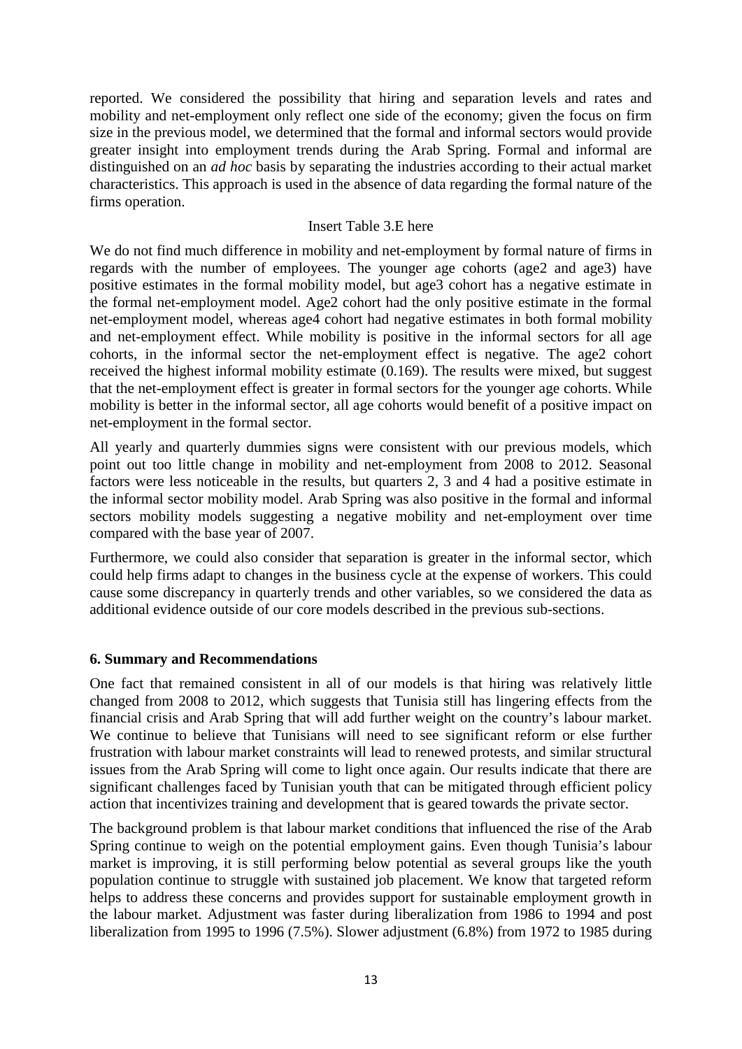reported. We considered the possibility that hiring and separation levels and rates and mobility and net-employment only reflect one side of the economy; given the focus on firm size in the previous model, we determined that the formal and informal sectors would provide greater insight into employment trends during the Arab Spring. Formal and informal are distinguished on an *ad hoc* basis by separating the industries according to their actual market characteristics. This approach is used in the absence of data regarding the formal nature of the firms operation.

Insert Table 3.E here

We do not find much difference in mobility and net-employment by formal nature of firms in regards with the number of employees. The younger age cohorts (age2 and age3) have positive estimates in the formal mobility model, but age3 cohort has a negative estimate in the formal net-employment model. Age2 cohort had the only positive estimate in the formal net-employment model, whereas age4 cohort had negative estimates in both formal mobility and net-employment effect. While mobility is positive in the informal sectors for all age cohorts, in the informal sector the net-employment effect is negative. The age2 cohort received the highest informal mobility estimate (0.169). The results were mixed, but suggest that the net-employment effect is greater in formal sectors for the younger age cohorts. While mobility is better in the informal sector, all age cohorts would benefit of a positive impact on net-employment in the formal sector.

All yearly and quarterly dummies signs were consistent with our previous models, which point out too little change in mobility and net-employment from 2008 to 2012. Seasonal factors were less noticeable in the results, but quarters 2, 3 and 4 had a positive estimate in the informal sector mobility model. Arab Spring was also positive in the formal and informal sectors mobility models suggesting a negative mobility and net-employment over time compared with the base year of 2007.

Furthermore, we could also consider that separation is greater in the informal sector, which could help firms adapt to changes in the business cycle at the expense of workers. This could cause some discrepancy in quarterly trends and other variables, so we considered the data as additional evidence outside of our core models described in the previous sub-sections.

## 6. Summary and Recommendations

One fact that remained consistent in all of our models is that hiring was relatively little changed from 2008 to 2012, which suggests that Tunisia still has lingering effects from the financial crisis and Arab Spring that will add further weight on the country's labour market. We continue to believe that Tunisians will need to see significant reform or else further frustration with labour market constraints will lead to renewed protests, and similar structural issues from the Arab Spring will come to light once again. Our results indicate that there are significant challenges faced by Tunisian youth that can be mitigated through efficient policy action that incentivizes training and development that is geared towards the private sector.

The background problem is that labour market conditions that influenced the rise of the Arab Spring continue to weigh on the potential employment gains. Even though Tunisia's labour market is improving, it is still performing below potential as several groups like the youth population continue to struggle with sustained job placement. We know that targeted reform helps to address these concerns and provides support for sustainable employment growth in the labour market. Adjustment was faster during liberalization from 1986 to 1994 and post liberalization from 1995 to 1996 (7.5%). Slower adjustment (6.8%) from 1972 to 1985 during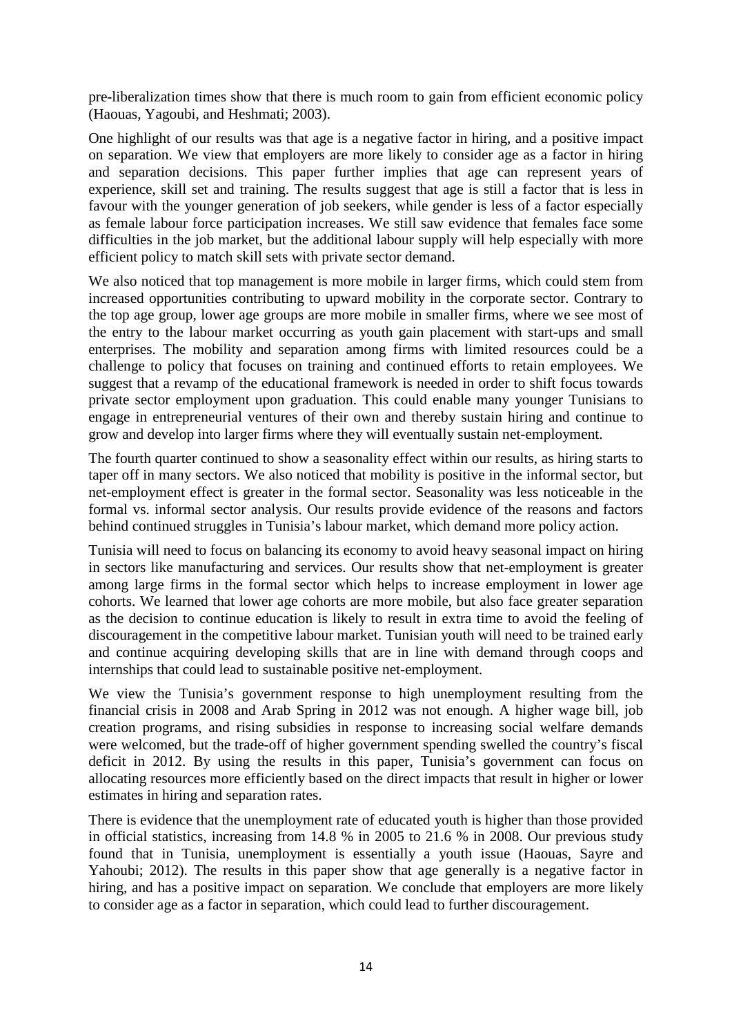pre-liberalization times show that there is much room to gain from efficient economic policy (Haouas, Yagoubi, and Heshmati; 2003).

One highlight of our results was that age is a negative factor in hiring, and a positive impact on separation. We view that employers are more likely to consider age as a factor in hiring and separation decisions. This paper further implies that age can represent years of experience, skill set and training. The results suggest that age is still a factor that is less in favour with the younger generation of job seekers, while gender is less of a factor especially as female labour force participation increases. We still saw evidence that females face some difficulties in the job market, but the additional labour supply will help especially with more efficient policy to match skill sets with private sector demand.

We also noticed that top management is more mobile in larger firms, which could stem from increased opportunities contributing to upward mobility in the corporate sector. Contrary to the top age group, lower age groups are more mobile in smaller firms, where we see most of the entry to the labour market occurring as youth gain placement with start-ups and small enterprises. The mobility and separation among firms with limited resources could be a challenge to policy that focuses on training and continued efforts to retain employees. We suggest that a revamp of the educational framework is needed in order to shift focus towards private sector employment upon graduation. This could enable many younger Tunisians to engage in entrepreneurial ventures of their own and thereby sustain hiring and continue to grow and develop into larger firms where they will eventually sustain net-employment.

The fourth quarter continued to show a seasonality effect within our results, as hiring starts to taper off in many sectors. We also noticed that mobility is positive in the informal sector, but net-employment effect is greater in the formal sector. Seasonality was less noticeable in the formal vs. informal sector analysis. Our results provide evidence of the reasons and factors behind continued struggles in Tunisia's labour market, which demand more policy action.

Tunisia will need to focus on balancing its economy to avoid heavy seasonal impact on hiring in sectors like manufacturing and services. Our results show that net-employment is greater among large firms in the formal sector which helps to increase employment in lower age cohorts. We learned that lower age cohorts are more mobile, but also face greater separation as the decision to continue education is likely to result in extra time to avoid the feeling of discouragement in the competitive labour market. Tunisian youth will need to be trained early and continue acquiring developing skills that are in line with demand through coops and internships that could lead to sustainable positive net-employment.

We view the Tunisia's government response to high unemployment resulting from the financial crisis in 2008 and Arab Spring in 2012 was not enough. A higher wage bill, job creation programs, and rising subsidies in response to increasing social welfare demands were welcomed, but the trade-off of higher government spending swelled the country's fiscal deficit in 2012. By using the results in this paper, Tunisia's government can focus on allocating resources more efficiently based on the direct impacts that result in higher or lower estimates in hiring and separation rates.

There is evidence that the unemployment rate of educated youth is higher than those provided in official statistics, increasing from 14.8 % in 2005 to 21.6 % in 2008. Our previous study found that in Tunisia, unemployment is essentially a youth issue (Haouas, Sayre and Yahoubi; 2012). The results in this paper show that age generally is a negative factor in hiring, and has a positive impact on separation. We conclude that employers are more likely to consider age as a factor in separation, which could lead to further discouragement.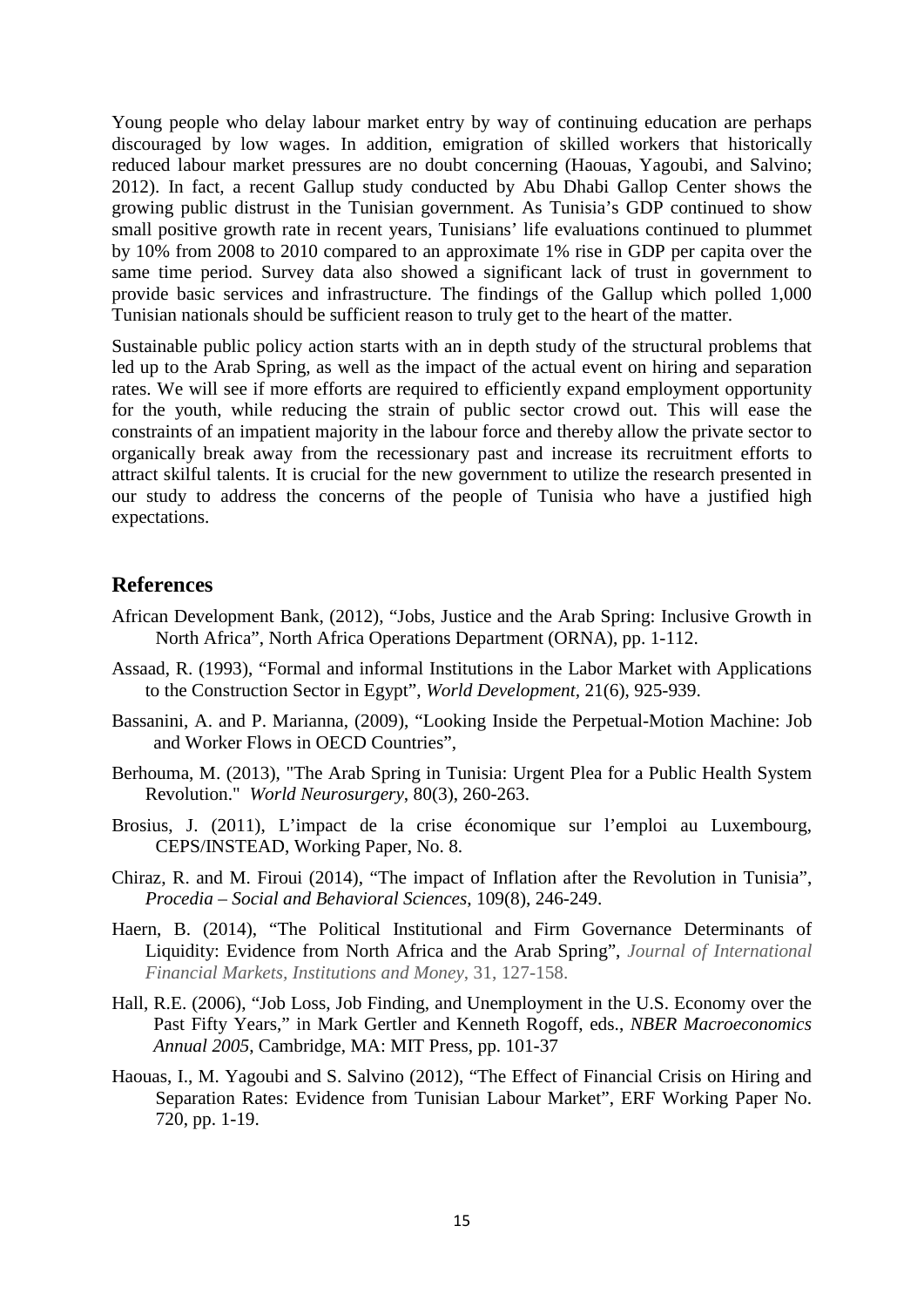Young people who delay labour market entry by way of continuing education are perhaps discouraged by low wages. In addition, emigration of skilled workers that historically reduced labour market pressures are no doubt concerning (Haouas, Yagoubi, and Salvino; 2012). In fact, a recent Gallup study conducted by Abu Dhabi Gallop Center shows the growing public distrust in the Tunisian government. As Tunisia's GDP continued to show small positive growth rate in recent years, Tunisians' life evaluations continued to plummet by 10% from 2008 to 2010 compared to an approximate 1% rise in GDP per capita over the same time period. Survey data also showed a significant lack of trust in government to provide basic services and infrastructure. The findings of the Gallup which polled 1,000 Tunisian nationals should be sufficient reason to truly get to the heart of the matter.

Sustainable public policy action starts with an in depth study of the structural problems that led up to the Arab Spring, as well as the impact of the actual event on hiring and separation rates. We will see if more efforts are required to efficiently expand employment opportunity for the youth, while reducing the strain of public sector crowd out. This will ease the constraints of an impatient majority in the labour force and thereby allow the private sector to organically break away from the recessionary past and increase its recruitment efforts to attract skilful talents. It is crucial for the new government to utilize the research presented in our study to address the concerns of the people of Tunisia who have a justified high expectations.

## References

African Development Bank, (2012), "Jobs, Justice and the Arab Spring: Inclusive Growth in North Africa", North Africa Operations Department (ORNA), pp. 1-112.

Assaad, R. (1993), "Formal and informal Institutions in the Labor Market with Applications to the Construction Sector in Egypt", *World Development*, 21(6), 925-939.

Bassanini, A. and P. Marianna, (2009), "Looking Inside the Perpetual-Motion Machine: Job and Worker Flows in OECD Countries",

Berhouma, M. (2013), "The Arab Spring in Tunisia: Urgent Plea for a Public Health System Revolution." *World Neurosurgery*, 80(3), 260-263.

Brosius, J. (2011), L'impact de la crise économique sur l'emploi au Luxembourg, CEPS/INSTEAD, Working Paper, No. 8.

Chiraz, R. and M. Firoui (2014), "The impact of Inflation after the Revolution in Tunisia", *Procedia – Social and Behavioral Sciences*, 109(8), 246-249.

Haern, B. (2014), "The Political Institutional and Firm Governance Determinants of Liquidity: Evidence from North Africa and the Arab Spring", *Journal of International Financial Markets, Institutions and Money*, 31, 127-158.

Hall, R.E. (2006), "Job Loss, Job Finding, and Unemployment in the U.S. Economy over the Past Fifty Years," in Mark Gertler and Kenneth Rogoff, eds., *NBER Macroeconomics Annual 2005*, Cambridge, MA: MIT Press, pp. 101-37

Haouas, I., M. Yagoubi and S. Salvino (2012), "The Effect of Financial Crisis on Hiring and Separation Rates: Evidence from Tunisian Labour Market", ERF Working Paper No. 720, pp. 1-19.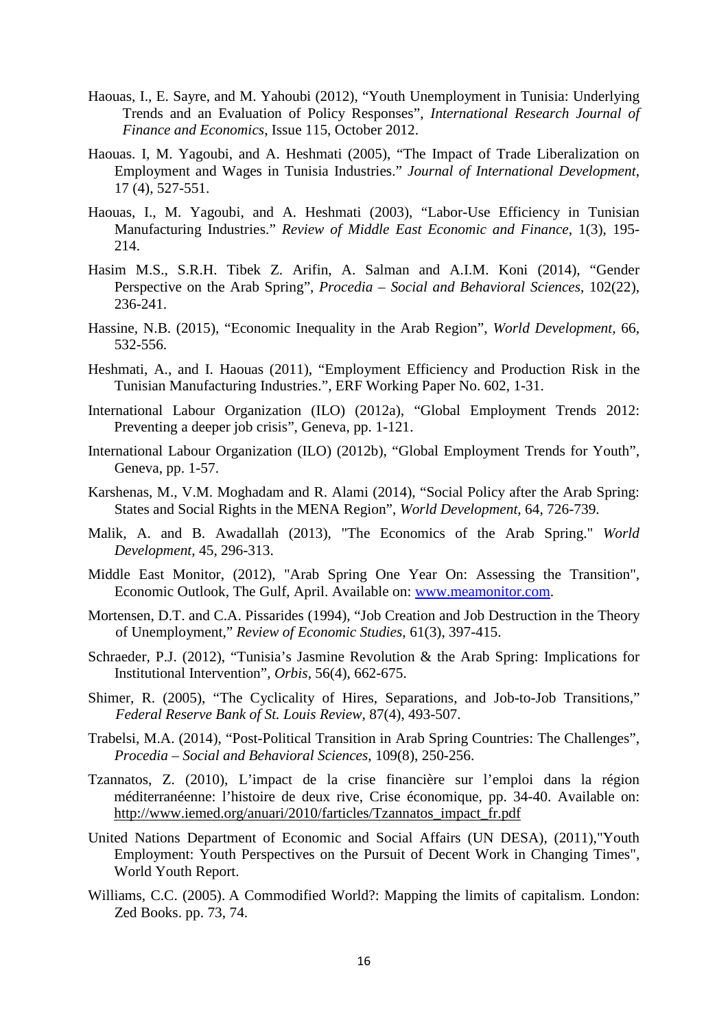Haouas, I., E. Sayre, and M. Yahoubi (2012), “Youth Unemployment in Tunisia: Underlying Trends and an Evaluation of Policy Responses”, *International Research Journal of Finance and Economics*, Issue 115, October 2012.

Haouas. I, M. Yagoubi, and A. Heshmati (2005), “The Impact of Trade Liberalization on Employment and Wages in Tunisia Industries.” *Journal of International Development*, 17 (4), 527-551.

Haouas, I., M. Yagoubi, and A. Heshmati (2003), “Labor-Use Efficiency in Tunisian Manufacturing Industries.” *Review of Middle East Economic and Finance*, 1(3), 195-214.

Hasim M.S., S.R.H. Tibek Z. Arifin, A. Salman and A.I.M. Koni (2014), “Gender Perspective on the Arab Spring”, *Procedia – Social and Behavioral Sciences*, 102(22), 236-241.

Hassine, N.B. (2015), “Economic Inequality in the Arab Region”, *World Development*, 66, 532-556.

Heshmati, A., and I. Haouas (2011), “Employment Efficiency and Production Risk in the Tunisian Manufacturing Industries.”, ERF Working Paper No. 602, 1-31.

International Labour Organization (ILO) (2012a), “Global Employment Trends 2012: Preventing a deeper job crisis”, Geneva, pp. 1-121.

International Labour Organization (ILO) (2012b), “Global Employment Trends for Youth”, Geneva, pp. 1-57.

Karshenas, M., V.M. Moghadam and R. Alami (2014), “Social Policy after the Arab Spring: States and Social Rights in the MENA Region”, *World Development*, 64, 726-739.

Malik, A. and B. Awadallah (2013), "The Economics of the Arab Spring." *World Development*, 45, 296-313.

Middle East Monitor, (2012), "Arab Spring One Year On: Assessing the Transition", Economic Outlook, The Gulf, April. Available on: www.meamonitor.com.

Mortensen, D.T. and C.A. Pissarides (1994), “Job Creation and Job Destruction in the Theory of Unemployment,” *Review of Economic Studies*, 61(3), 397-415.

Schraeder, P.J. (2012), “Tunisia’s Jasmine Revolution & the Arab Spring: Implications for Institutional Intervention”, *Orbis*, 56(4), 662-675.

Shimer, R. (2005), “The Cyclicality of Hires, Separations, and Job-to-Job Transitions,” *Federal Reserve Bank of St. Louis Review*, 87(4), 493-507.

Trabelsi, M.A. (2014), “Post-Political Transition in Arab Spring Countries: The Challenges”, *Procedia – Social and Behavioral Sciences*, 109(8), 250-256.

Tzannatos, Z. (2010), L’impact de la crise financière sur l’emploi dans la région méditerranéenne: l’histoire de deux rive, Crise économique, pp. 34-40. Available on: http://www.iemed.org/anuari/2010/farticles/Tzannatos_impact_fr.pdf

United Nations Department of Economic and Social Affairs (UN DESA), (2011),"Youth Employment: Youth Perspectives on the Pursuit of Decent Work in Changing Times", World Youth Report.

Williams, C.C. (2005). A Commodified World?: Mapping the limits of capitalism. London: Zed Books. pp. 73, 74.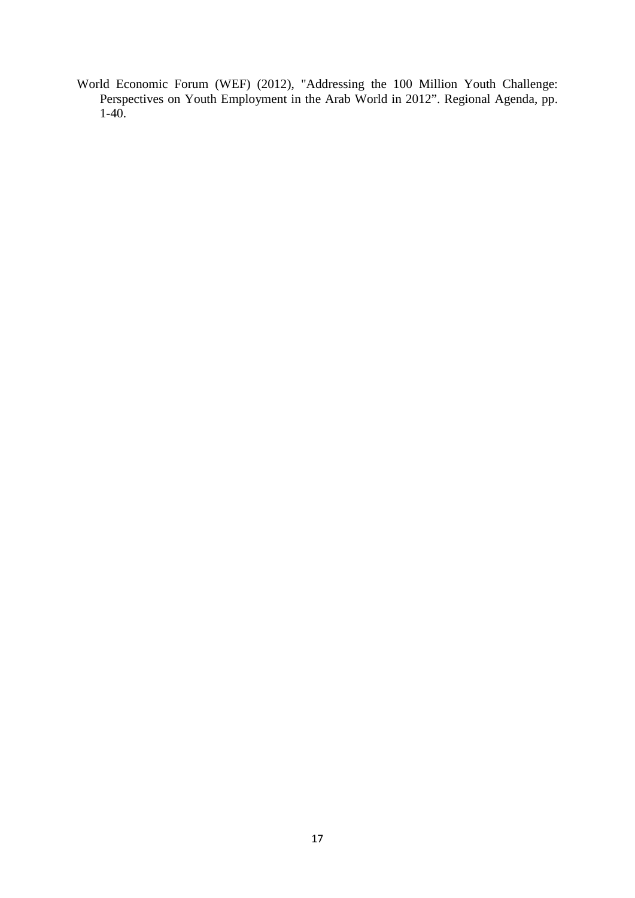World Economic Forum (WEF) (2012), "Addressing the 100 Million Youth Challenge: Perspectives on Youth Employment in the Arab World in 2012". Regional Agenda, pp. 1-40.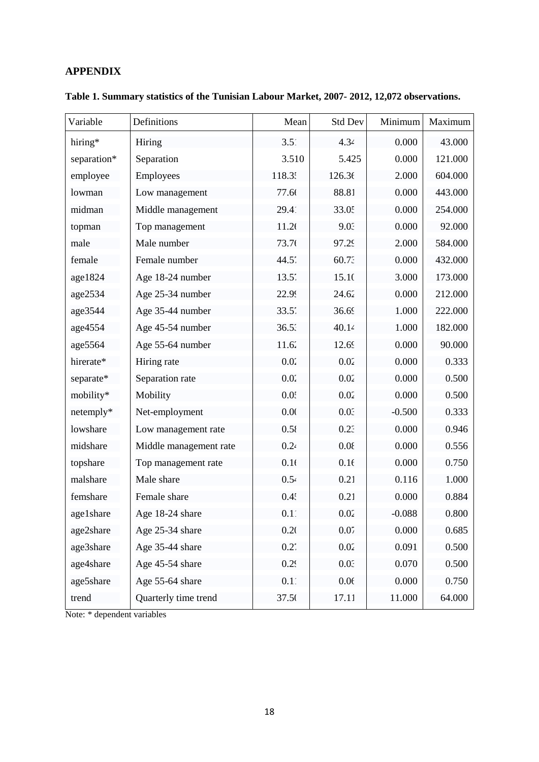## APPENDIX

**Table 1. Summary statistics of the Tunisian Labour Market, 2007- 2012, 12,072 observations.**

| Variable | Definitions | Mean | Std Dev | Minimum | Maximum |
|---|---|---|---|---|---|
| hiring* | Hiring | 3.51 | 4.34 | 0.000 | 43.000 |
| separation* | Separation | 3.510 | 5.425 | 0.000 | 121.000 |
| employee | Employees | 118.35 | 126.36 | 2.000 | 604.000 |
| lowman | Low management | 77.66 | 88.81 | 0.000 | 443.000 |
| midman | Middle management | 29.41 | 33.05 | 0.000 | 254.000 |
| topman | Top management | 11.20 | 9.03 | 0.000 | 92.000 |
| male | Male number | 73.76 | 97.29 | 2.000 | 584.000 |
| female | Female number | 44.57 | 60.73 | 0.000 | 432.000 |
| age1824 | Age 18-24 number | 13.57 | 15.10 | 3.000 | 173.000 |
| age2534 | Age 25-34 number | 22.99 | 24.62 | 0.000 | 212.000 |
| age3544 | Age 35-44 number | 33.57 | 36.69 | 1.000 | 222.000 |
| age4554 | Age 45-54 number | 36.53 | 40.14 | 1.000 | 182.000 |
| age5564 | Age 55-64 number | 11.62 | 12.69 | 0.000 | 90.000 |
| hirerate* | Hiring rate | 0.02 | 0.02 | 0.000 | 0.333 |
| separate* | Separation rate | 0.02 | 0.02 | 0.000 | 0.500 |
| mobility* | Mobility | 0.05 | 0.02 | 0.000 | 0.500 |
| netemply* | Net-employment | 0.00 | 0.03 | -0.500 | 0.333 |
| lowshare | Low management rate | 0.58 | 0.23 | 0.000 | 0.946 |
| midshare | Middle management rate | 0.24 | 0.08 | 0.000 | 0.556 |
| topshare | Top management rate | 0.16 | 0.16 | 0.000 | 0.750 |
| malshare | Male share | 0.54 | 0.21 | 0.116 | 1.000 |
| femshare | Female share | 0.45 | 0.21 | 0.000 | 0.884 |
| age1share | Age 18-24 share | 0.11 | 0.02 | -0.088 | 0.800 |
| age2share | Age 25-34 share | 0.20 | 0.07 | 0.000 | 0.685 |
| age3share | Age 35-44 share | 0.27 | 0.02 | 0.091 | 0.500 |
| age4share | Age 45-54 share | 0.29 | 0.03 | 0.070 | 0.500 |
| age5share | Age 55-64 share | 0.11 | 0.06 | 0.000 | 0.750 |
| trend | Quarterly time trend | 37.50 | 17.11 | 11.000 | 64.000 |

Note: * dependent variables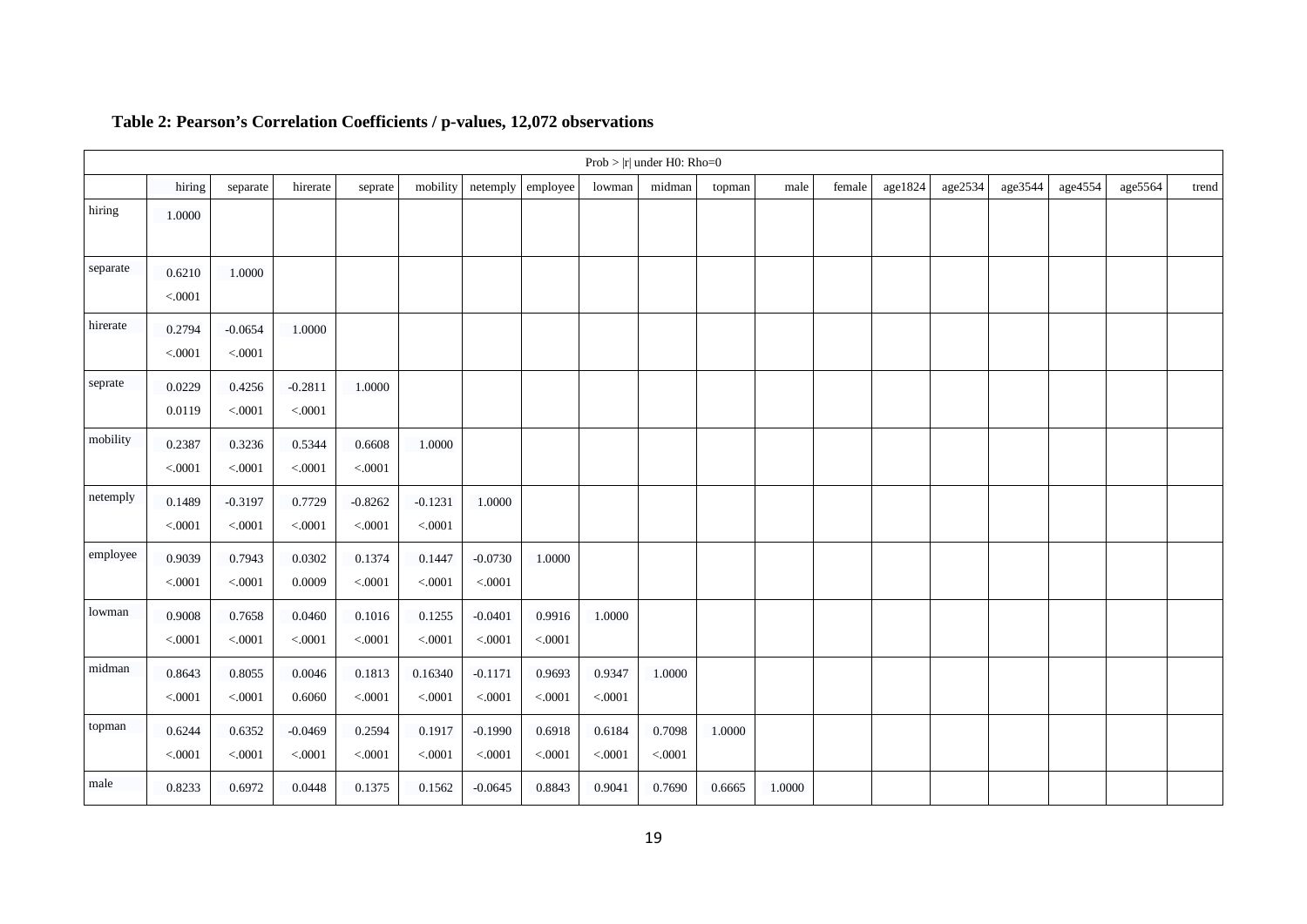**Table 2: Pearson's Correlation Coefficients / p-values, 12,072 observations**

| Prob > \|r\| under H0: Rho=0 | | | | | | | | | | | | | | | | | | |
|---|---|---|---|---|---|---|---|---|---|---|---|---|---|---|---|---|---|---|
| | hiring | separate | hirerate | seprate | mobility | netemply | employee | lowman | midman | topman | male | female | age1824 | age2534 | age3544 | age4554 | age5564 | trend |
| hiring | 1.0000 | | | | | | | | | | | | | | | | | |
| separate | 0.6210<br><.0001 | 1.0000 | | | | | | | | | | | | | | | | |
| hirerate | 0.2794<br><.0001 | -0.0654<br><.0001 | 1.0000 | | | | | | | | | | | | | | | |
| seprate | 0.0229<br>0.0119 | 0.4256<br><.0001 | -0.2811<br><.0001 | 1.0000 | | | | | | | | | | | | | | |
| mobility | 0.2387<br><.0001 | 0.3236<br><.0001 | 0.5344<br><.0001 | 0.6608<br><.0001 | 1.0000 | | | | | | | | | | | | | |
| netemply | 0.1489<br><.0001 | -0.3197<br><.0001 | 0.7729<br><.0001 | -0.8262<br><.0001 | -0.1231<br><.0001 | 1.0000 | | | | | | | | | | | | |
| employee | 0.9039<br><.0001 | 0.7943<br><.0001 | 0.0302<br>0.0009 | 0.1374<br><.0001 | 0.1447<br><.0001 | -0.0730<br><.0001 | 1.0000 | | | | | | | | | | | |
| lowman | 0.9008<br><.0001 | 0.7658<br><.0001 | 0.0460<br><.0001 | 0.1016<br><.0001 | 0.1255<br><.0001 | -0.0401<br><.0001 | 0.9916<br><.0001 | 1.0000 | | | | | | | | | | |
| midman | 0.8643<br><.0001 | 0.8055<br><.0001 | 0.0046<br>0.6060 | 0.1813<br><.0001 | 0.16340<br><.0001 | -0.1171<br><.0001 | 0.9693<br><.0001 | 0.9347<br><.0001 | 1.0000 | | | | | | | | | |
| topman | 0.6244<br><.0001 | 0.6352<br><.0001 | -0.0469<br><.0001 | 0.2594<br><.0001 | 0.1917<br><.0001 | -0.1990<br><.0001 | 0.6918<br><.0001 | 0.6184<br><.0001 | 0.7098<br><.0001 | 1.0000 | | | | | | | | |
| male | 0.8233 | 0.6972 | 0.0448 | 0.1375 | 0.1562 | -0.0645 | 0.8843 | 0.9041 | 0.7690 | 0.6665 | 1.0000 | | | | | | | |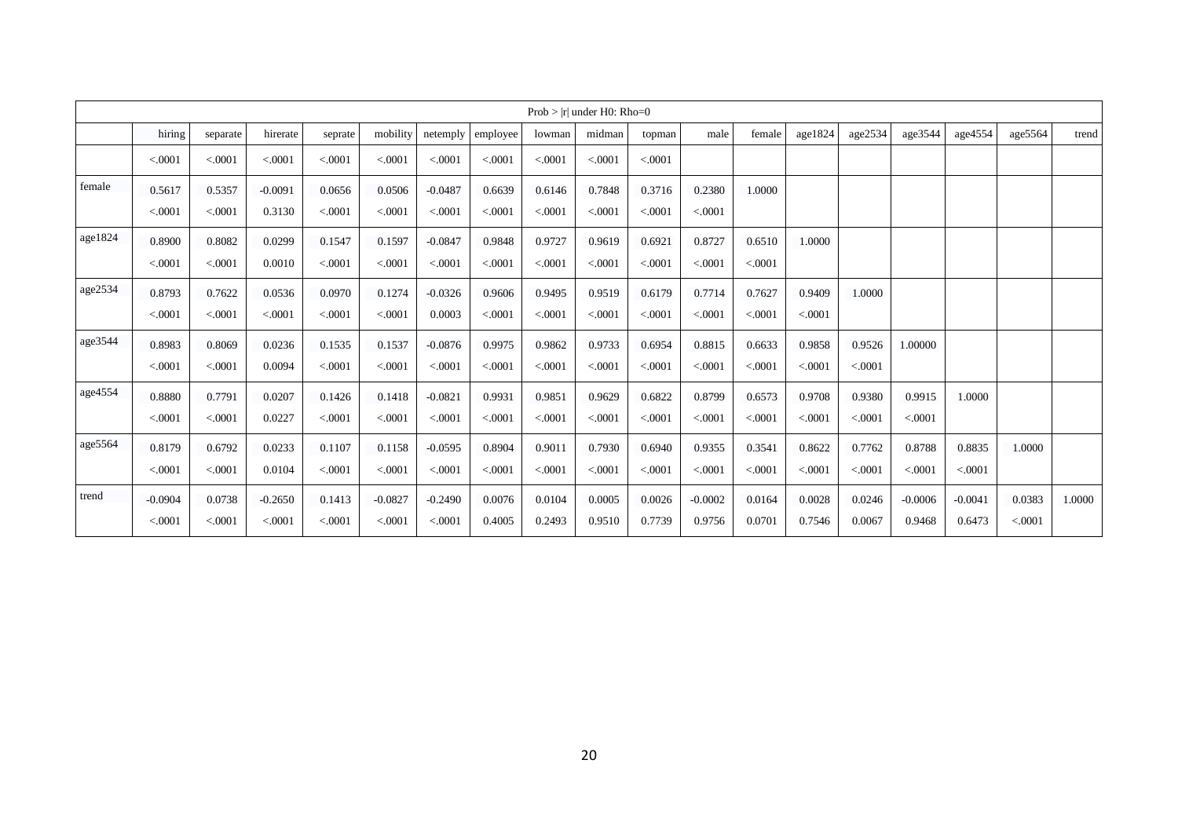| Prob > \|r\| under H0: Rho=0 | | | | | | | | | | | | | | | | | | |
|---|---|---|---|---|---|---|---|---|---|---|---|---|---|---|---|---|---|---|
| | hiring | separate | hirerate | seprate | mobility | netemply | employee | lowman | midman | topman | male | female | age1824 | age2534 | age3544 | age4554 | age5564 | trend |
| | <.0001 | <.0001 | <.0001 | <.0001 | <.0001 | <.0001 | <.0001 | <.0001 | <.0001 | <.0001 | | | | | | | | |
| female | 0.5617 | 0.5357 | -0.0091 | 0.0656 | 0.0506 | -0.0487 | 0.6639 | 0.6146 | 0.7848 | 0.3716 | 0.2380 | 1.0000 | | | | | | |
| | <.0001 | <.0001 | 0.3130 | <.0001 | <.0001 | <.0001 | <.0001 | <.0001 | <.0001 | <.0001 | <.0001 | | | | | | | |
| age1824 | 0.8900 | 0.8082 | 0.0299 | 0.1547 | 0.1597 | -0.0847 | 0.9848 | 0.9727 | 0.9619 | 0.6921 | 0.8727 | 0.6510 | 1.0000 | | | | | |
| | <.0001 | <.0001 | 0.0010 | <.0001 | <.0001 | <.0001 | <.0001 | <.0001 | <.0001 | <.0001 | <.0001 | <.0001 | | | | | | |
| age2534 | 0.8793 | 0.7622 | 0.0536 | 0.0970 | 0.1274 | -0.0326 | 0.9606 | 0.9495 | 0.9519 | 0.6179 | 0.7714 | 0.7627 | 0.9409 | 1.0000 | | | | |
| | <.0001 | <.0001 | <.0001 | <.0001 | <.0001 | 0.0003 | <.0001 | <.0001 | <.0001 | <.0001 | <.0001 | <.0001 | <.0001 | | | | | |
| age3544 | 0.8983 | 0.8069 | 0.0236 | 0.1535 | 0.1537 | -0.0876 | 0.9975 | 0.9862 | 0.9733 | 0.6954 | 0.8815 | 0.6633 | 0.9858 | 0.9526 | 1.00000 | | | |
| | <.0001 | <.0001 | 0.0094 | <.0001 | <.0001 | <.0001 | <.0001 | <.0001 | <.0001 | <.0001 | <.0001 | <.0001 | <.0001 | <.0001 | | | | |
| age4554 | 0.8880 | 0.7791 | 0.0207 | 0.1426 | 0.1418 | -0.0821 | 0.9931 | 0.9851 | 0.9629 | 0.6822 | 0.8799 | 0.6573 | 0.9708 | 0.9380 | 0.9915 | 1.0000 | | |
| | <.0001 | <.0001 | 0.0227 | <.0001 | <.0001 | <.0001 | <.0001 | <.0001 | <.0001 | <.0001 | <.0001 | <.0001 | <.0001 | <.0001 | <.0001 | | | |
| age5564 | 0.8179 | 0.6792 | 0.0233 | 0.1107 | 0.1158 | -0.0595 | 0.8904 | 0.9011 | 0.7930 | 0.6940 | 0.9355 | 0.3541 | 0.8622 | 0.7762 | 0.8788 | 0.8835 | 1.0000 | |
| | <.0001 | <.0001 | 0.0104 | <.0001 | <.0001 | <.0001 | <.0001 | <.0001 | <.0001 | <.0001 | <.0001 | <.0001 | <.0001 | <.0001 | <.0001 | <.0001 | | |
| trend | -0.0904 | 0.0738 | -0.2650 | 0.1413 | -0.0827 | -0.2490 | 0.0076 | 0.0104 | 0.0005 | 0.0026 | -0.0002 | 0.0164 | 0.0028 | 0.0246 | -0.0006 | -0.0041 | 0.0383 | 1.0000 |
| | <.0001 | <.0001 | <.0001 | <.0001 | <.0001 | <.0001 | 0.4005 | 0.2493 | 0.9510 | 0.7739 | 0.9756 | 0.0701 | 0.7546 | 0.0067 | 0.9468 | 0.6473 | <.0001 | |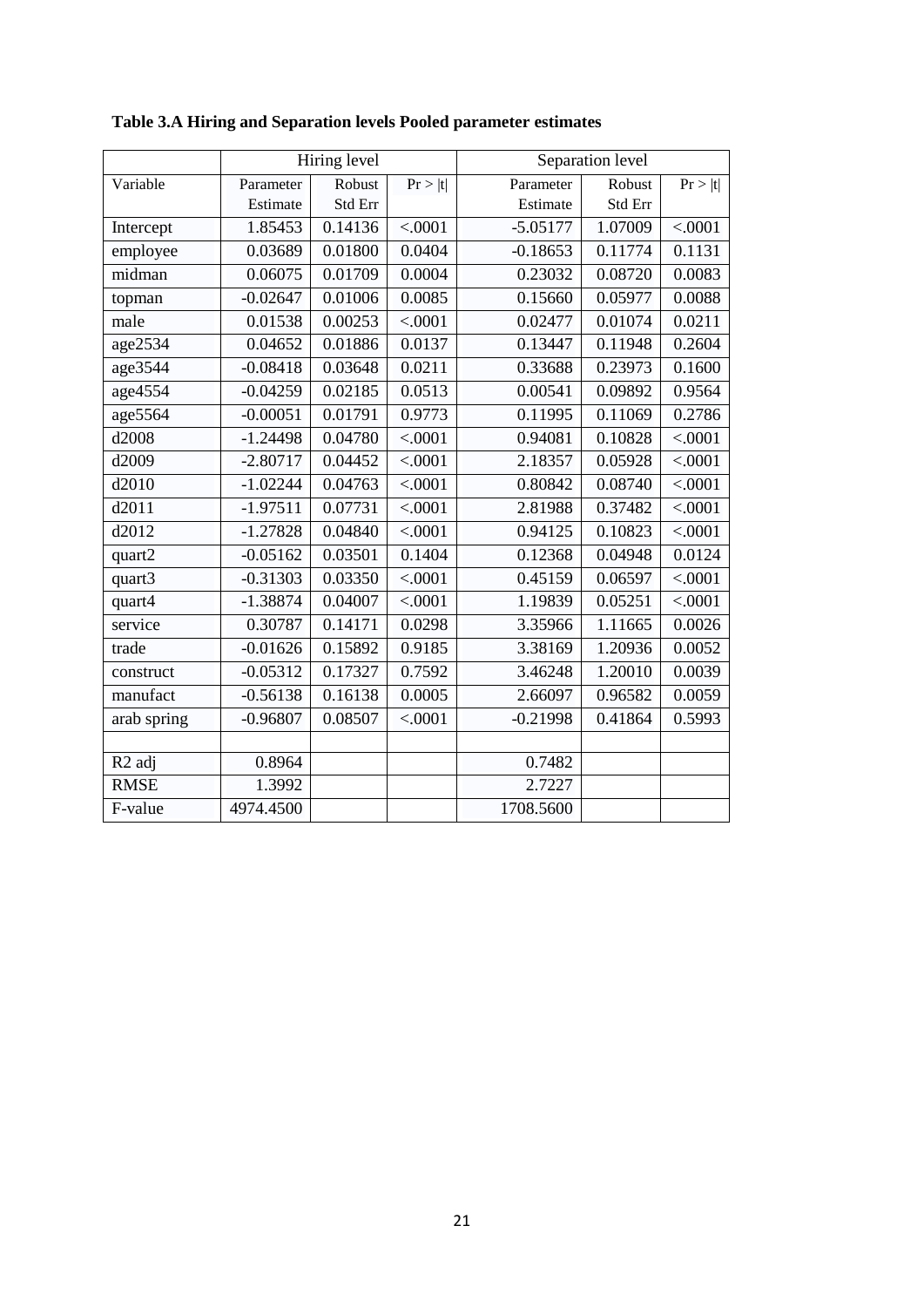**Table 3.A Hiring and Separation levels Pooled parameter estimates**

| | Hiring level | | | Separation level | | |
|---|---|---|---|---|---|---|
| Variable | Parameter Estimate | Robust Std Err | Pr > \|t\| | Parameter Estimate | Robust Std Err | Pr > \|t\| |
| Intercept | 1.85453 | 0.14136 | <.0001 | -5.05177 | 1.07009 | <.0001 |
| employee | 0.03689 | 0.01800 | 0.0404 | -0.18653 | 0.11774 | 0.1131 |
| midman | 0.06075 | 0.01709 | 0.0004 | 0.23032 | 0.08720 | 0.0083 |
| topman | -0.02647 | 0.01006 | 0.0085 | 0.15660 | 0.05977 | 0.0088 |
| male | 0.01538 | 0.00253 | <.0001 | 0.02477 | 0.01074 | 0.0211 |
| age2534 | 0.04652 | 0.01886 | 0.0137 | 0.13447 | 0.11948 | 0.2604 |
| age3544 | -0.08418 | 0.03648 | 0.0211 | 0.33688 | 0.23973 | 0.1600 |
| age4554 | -0.04259 | 0.02185 | 0.0513 | 0.00541 | 0.09892 | 0.9564 |
| age5564 | -0.00051 | 0.01791 | 0.9773 | 0.11995 | 0.11069 | 0.2786 |
| d2008 | -1.24498 | 0.04780 | <.0001 | 0.94081 | 0.10828 | <.0001 |
| d2009 | -2.80717 | 0.04452 | <.0001 | 2.18357 | 0.05928 | <.0001 |
| d2010 | -1.02244 | 0.04763 | <.0001 | 0.80842 | 0.08740 | <.0001 |
| d2011 | -1.97511 | 0.07731 | <.0001 | 2.81988 | 0.37482 | <.0001 |
| d2012 | -1.27828 | 0.04840 | <.0001 | 0.94125 | 0.10823 | <.0001 |
| quart2 | -0.05162 | 0.03501 | 0.1404 | 0.12368 | 0.04948 | 0.0124 |
| quart3 | -0.31303 | 0.03350 | <.0001 | 0.45159 | 0.06597 | <.0001 |
| quart4 | -1.38874 | 0.04007 | <.0001 | 1.19839 | 0.05251 | <.0001 |
| service | 0.30787 | 0.14171 | 0.0298 | 3.35966 | 1.11665 | 0.0026 |
| trade | -0.01626 | 0.15892 | 0.9185 | 3.38169 | 1.20936 | 0.0052 |
| construct | -0.05312 | 0.17327 | 0.7592 | 3.46248 | 1.20010 | 0.0039 |
| manufact | -0.56138 | 0.16138 | 0.0005 | 2.66097 | 0.96582 | 0.0059 |
| arab spring | -0.96807 | 0.08507 | <.0001 | -0.21998 | 0.41864 | 0.5993 |
| | | | | | | |
| $R^2$ adj | 0.8964 | | | 0.7482 | | |
| RMSE | 1.3992 | | | 2.7227 | | |
| F-value | 4974.4500 | | | 1708.5600 | | |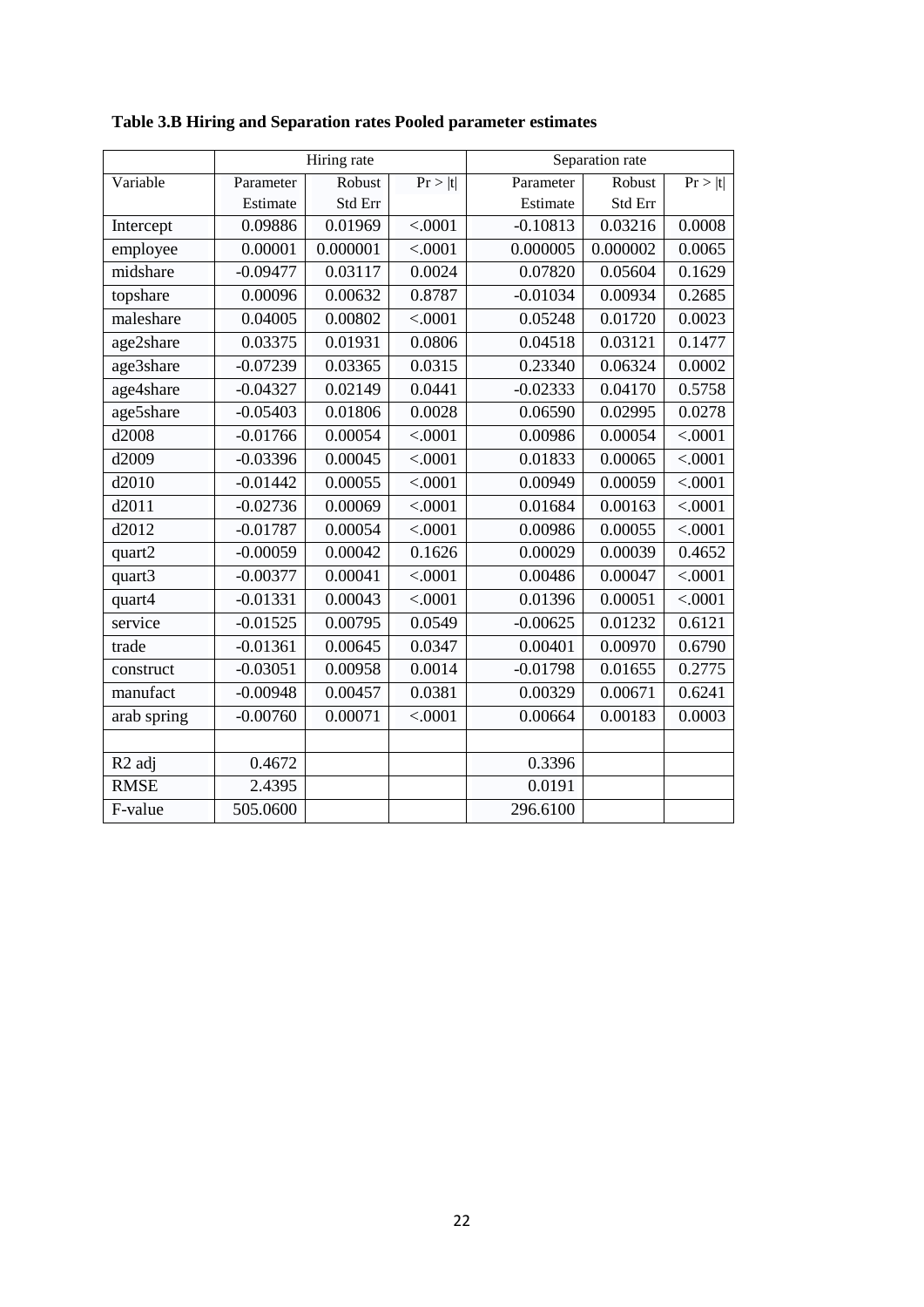**Table 3.B Hiring and Separation rates Pooled parameter estimates**

| | Hiring rate | | | Separation rate | | |
|---|---|---|---|---|---|---|
| Variable | Parameter Estimate | Robust Std Err | Pr > \|t\| | Parameter Estimate | Robust Std Err | Pr > \|t\| |
| Intercept | 0.09886 | 0.01969 | <.0001 | -0.10813 | 0.03216 | 0.0008 |
| employee | 0.00001 | 0.000001 | <.0001 | 0.000005 | 0.000002 | 0.0065 |
| midshare | -0.09477 | 0.03117 | 0.0024 | 0.07820 | 0.05604 | 0.1629 |
| topshare | 0.00096 | 0.00632 | 0.8787 | -0.01034 | 0.00934 | 0.2685 |
| maleshare | 0.04005 | 0.00802 | <.0001 | 0.05248 | 0.01720 | 0.0023 |
| age2share | 0.03375 | 0.01931 | 0.0806 | 0.04518 | 0.03121 | 0.1477 |
| age3share | -0.07239 | 0.03365 | 0.0315 | 0.23340 | 0.06324 | 0.0002 |
| age4share | -0.04327 | 0.02149 | 0.0441 | -0.02333 | 0.04170 | 0.5758 |
| age5share | -0.05403 | 0.01806 | 0.0028 | 0.06590 | 0.02995 | 0.0278 |
| d2008 | -0.01766 | 0.00054 | <.0001 | 0.00986 | 0.00054 | <.0001 |
| d2009 | -0.03396 | 0.00045 | <.0001 | 0.01833 | 0.00065 | <.0001 |
| d2010 | -0.01442 | 0.00055 | <.0001 | 0.00949 | 0.00059 | <.0001 |
| d2011 | -0.02736 | 0.00069 | <.0001 | 0.01684 | 0.00163 | <.0001 |
| d2012 | -0.01787 | 0.00054 | <.0001 | 0.00986 | 0.00055 | <.0001 |
| quart2 | -0.00059 | 0.00042 | 0.1626 | 0.00029 | 0.00039 | 0.4652 |
| quart3 | -0.00377 | 0.00041 | <.0001 | 0.00486 | 0.00047 | <.0001 |
| quart4 | -0.01331 | 0.00043 | <.0001 | 0.01396 | 0.00051 | <.0001 |
| service | -0.01525 | 0.00795 | 0.0549 | -0.00625 | 0.01232 | 0.6121 |
| trade | -0.01361 | 0.00645 | 0.0347 | 0.00401 | 0.00970 | 0.6790 |
| construct | -0.03051 | 0.00958 | 0.0014 | -0.01798 | 0.01655 | 0.2775 |
| manufact | -0.00948 | 0.00457 | 0.0381 | 0.00329 | 0.00671 | 0.6241 |
| arab spring | -0.00760 | 0.00071 | <.0001 | 0.00664 | 0.00183 | 0.0003 |
| | | | | | | |
| R2 adj | 0.4672 | | | 0.3396 | | |
| RMSE | 2.4395 | | | 0.0191 | | |
| F-value | 505.0600 | | | 296.6100 | | |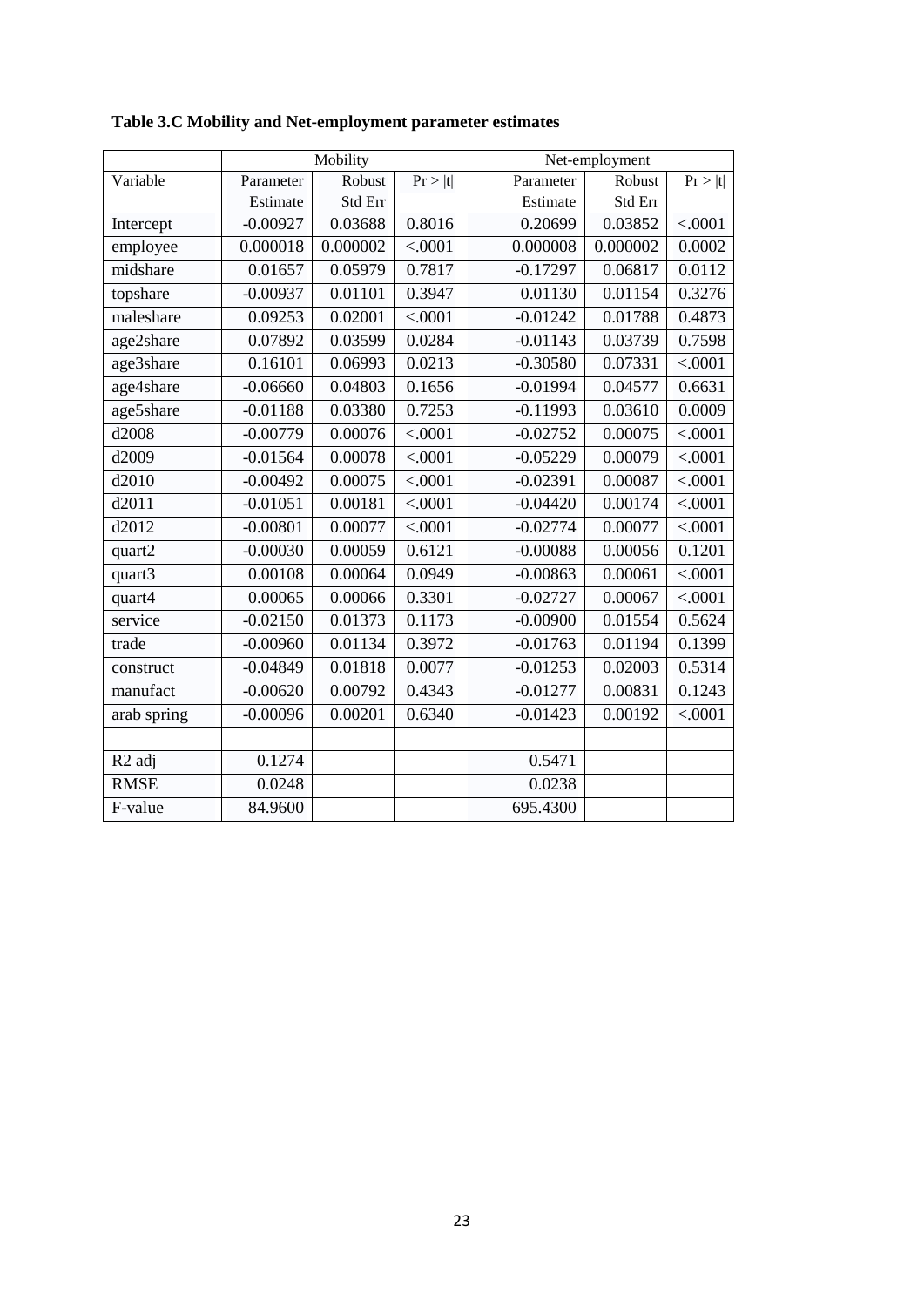**Table 3.C Mobility and Net-employment parameter estimates**

| | Mobility | | | Net-employment | | |
|---|---|---|---|---|---|---|
| Variable | Parameter Estimate | Robust Std Err | Pr > \|t\| | Parameter Estimate | Robust Std Err | Pr > \|t\| |
| Intercept | -0.00927 | 0.03688 | 0.8016 | 0.20699 | 0.03852 | <.0001 |
| employee | 0.000018 | 0.000002 | <.0001 | 0.000008 | 0.000002 | 0.0002 |
| midshare | 0.01657 | 0.05979 | 0.7817 | -0.17297 | 0.06817 | 0.0112 |
| topshare | -0.00937 | 0.01101 | 0.3947 | 0.01130 | 0.01154 | 0.3276 |
| maleshare | 0.09253 | 0.02001 | <.0001 | -0.01242 | 0.01788 | 0.4873 |
| age2share | 0.07892 | 0.03599 | 0.0284 | -0.01143 | 0.03739 | 0.7598 |
| age3share | 0.16101 | 0.06993 | 0.0213 | -0.30580 | 0.07331 | <.0001 |
| age4share | -0.06660 | 0.04803 | 0.1656 | -0.01994 | 0.04577 | 0.6631 |
| age5share | -0.01188 | 0.03380 | 0.7253 | -0.11993 | 0.03610 | 0.0009 |
| d2008 | -0.00779 | 0.00076 | <.0001 | -0.02752 | 0.00075 | <.0001 |
| d2009 | -0.01564 | 0.00078 | <.0001 | -0.05229 | 0.00079 | <.0001 |
| d2010 | -0.00492 | 0.00075 | <.0001 | -0.02391 | 0.00087 | <.0001 |
| d2011 | -0.01051 | 0.00181 | <.0001 | -0.04420 | 0.00174 | <.0001 |
| d2012 | -0.00801 | 0.00077 | <.0001 | -0.02774 | 0.00077 | <.0001 |
| quart2 | -0.00030 | 0.00059 | 0.6121 | -0.00088 | 0.00056 | 0.1201 |
| quart3 | 0.00108 | 0.00064 | 0.0949 | -0.00863 | 0.00061 | <.0001 |
| quart4 | 0.00065 | 0.00066 | 0.3301 | -0.02727 | 0.00067 | <.0001 |
| service | -0.02150 | 0.01373 | 0.1173 | -0.00900 | 0.01554 | 0.5624 |
| trade | -0.00960 | 0.01134 | 0.3972 | -0.01763 | 0.01194 | 0.1399 |
| construct | -0.04849 | 0.01818 | 0.0077 | -0.01253 | 0.02003 | 0.5314 |
| manufact | -0.00620 | 0.00792 | 0.4343 | -0.01277 | 0.00831 | 0.1243 |
| arab spring | -0.00096 | 0.00201 | 0.6340 | -0.01423 | 0.00192 | <.0001 |
| | | | | | | |
| $R^2$ adj | 0.1274 | | | 0.5471 | | |
| RMSE | 0.0248 | | | 0.0238 | | |
| F-value | 84.9600 | | | 695.4300 | | |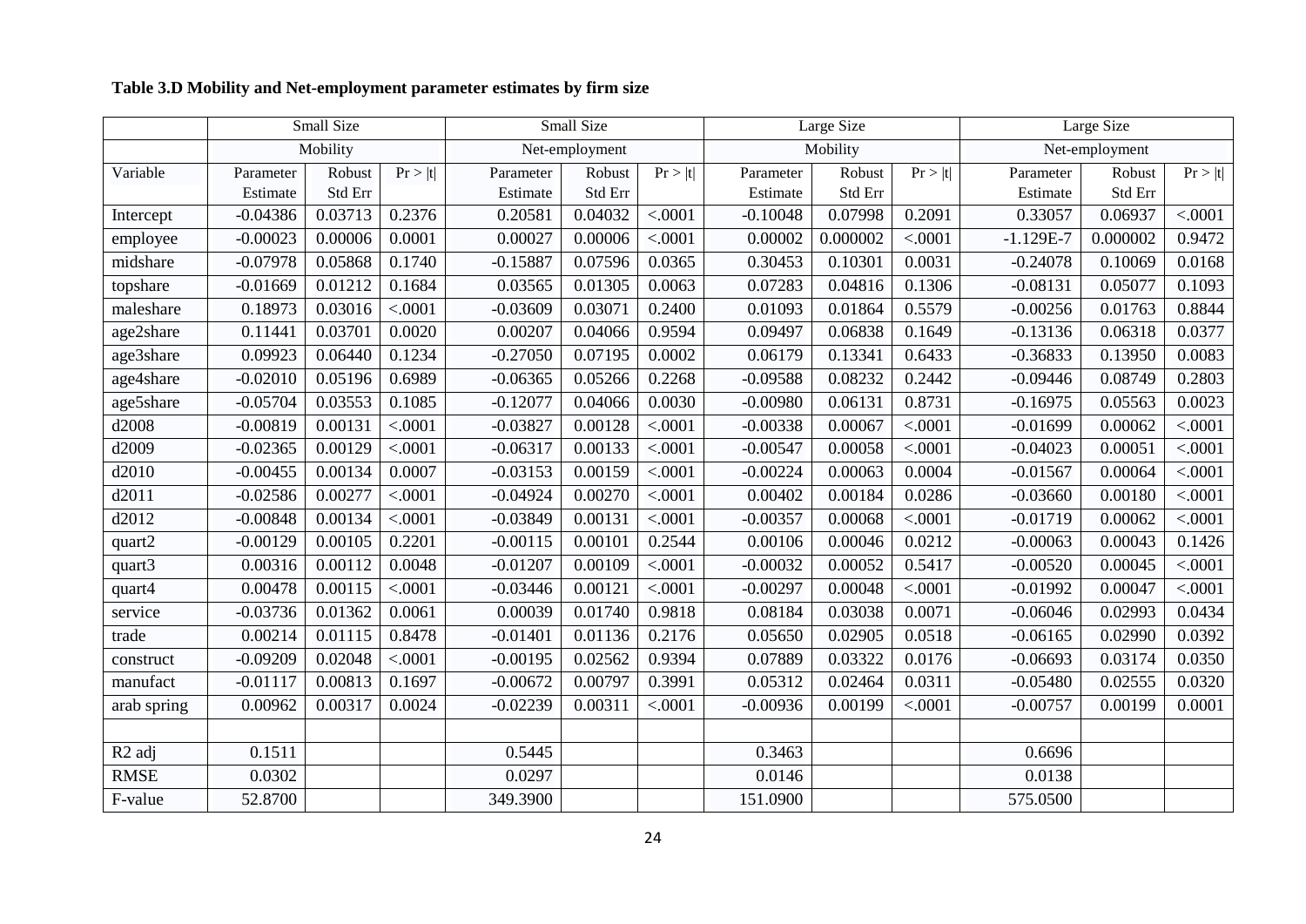**Table 3.D Mobility and Net-employment parameter estimates by firm size**

| | Small Size | | | Small Size | | | Large Size | | | Large Size | | |
|---|---|---|---|---|---|---|---|---|---|---|---|---|
| | Mobility | | | Net-employment | | | Mobility | | | Net-employment | | |
| Variable | Parameter Estimate | Robust Std Err | Pr > \|t\| | Parameter Estimate | Robust Std Err | Pr > \|t\| | Parameter Estimate | Robust Std Err | Pr > \|t\| | Parameter Estimate | Robust Std Err | Pr > \|t\| |
| Intercept | -0.04386 | 0.03713 | 0.2376 | 0.20581 | 0.04032 | <.0001 | -0.10048 | 0.07998 | 0.2091 | 0.33057 | 0.06937 | <.0001 |
| employee | -0.00023 | 0.00006 | 0.0001 | 0.00027 | 0.00006 | <.0001 | 0.00002 | 0.000002 | <.0001 | -1.129E-7 | 0.000002 | 0.9472 |
| midshare | -0.07978 | 0.05868 | 0.1740 | -0.15887 | 0.07596 | 0.0365 | 0.30453 | 0.10301 | 0.0031 | -0.24078 | 0.10069 | 0.0168 |
| topshare | -0.01669 | 0.01212 | 0.1684 | 0.03565 | 0.01305 | 0.0063 | 0.07283 | 0.04816 | 0.1306 | -0.08131 | 0.05077 | 0.1093 |
| maleshare | 0.18973 | 0.03016 | <.0001 | -0.03609 | 0.03071 | 0.2400 | 0.01093 | 0.01864 | 0.5579 | -0.00256 | 0.01763 | 0.8844 |
| age2share | 0.11441 | 0.03701 | 0.0020 | 0.00207 | 0.04066 | 0.9594 | 0.09497 | 0.06838 | 0.1649 | -0.13136 | 0.06318 | 0.0377 |
| age3share | 0.09923 | 0.06440 | 0.1234 | -0.27050 | 0.07195 | 0.0002 | 0.06179 | 0.13341 | 0.6433 | -0.36833 | 0.13950 | 0.0083 |
| age4share | -0.02010 | 0.05196 | 0.6989 | -0.06365 | 0.05266 | 0.2268 | -0.09588 | 0.08232 | 0.2442 | -0.09446 | 0.08749 | 0.2803 |
| age5share | -0.05704 | 0.03553 | 0.1085 | -0.12077 | 0.04066 | 0.0030 | -0.00980 | 0.06131 | 0.8731 | -0.16975 | 0.05563 | 0.0023 |
| d2008 | -0.00819 | 0.00131 | <.0001 | -0.03827 | 0.00128 | <.0001 | -0.00338 | 0.00067 | <.0001 | -0.01699 | 0.00062 | <.0001 |
| d2009 | -0.02365 | 0.00129 | <.0001 | -0.06317 | 0.00133 | <.0001 | -0.00547 | 0.00058 | <.0001 | -0.04023 | 0.00051 | <.0001 |
| d2010 | -0.00455 | 0.00134 | 0.0007 | -0.03153 | 0.00159 | <.0001 | -0.00224 | 0.00063 | 0.0004 | -0.01567 | 0.00064 | <.0001 |
| d2011 | -0.02586 | 0.00277 | <.0001 | -0.04924 | 0.00270 | <.0001 | 0.00402 | 0.00184 | 0.0286 | -0.03660 | 0.00180 | <.0001 |
| d2012 | -0.00848 | 0.00134 | <.0001 | -0.03849 | 0.00131 | <.0001 | -0.00357 | 0.00068 | <.0001 | -0.01719 | 0.00062 | <.0001 |
| quart2 | -0.00129 | 0.00105 | 0.2201 | -0.00115 | 0.00101 | 0.2544 | 0.00106 | 0.00046 | 0.0212 | -0.00063 | 0.00043 | 0.1426 |
| quart3 | 0.00316 | 0.00112 | 0.0048 | -0.01207 | 0.00109 | <.0001 | -0.00032 | 0.00052 | 0.5417 | -0.00520 | 0.00045 | <.0001 |
| quart4 | 0.00478 | 0.00115 | <.0001 | -0.03446 | 0.00121 | <.0001 | -0.00297 | 0.00048 | <.0001 | -0.01992 | 0.00047 | <.0001 |
| service | -0.03736 | 0.01362 | 0.0061 | 0.00039 | 0.01740 | 0.9818 | 0.08184 | 0.03038 | 0.0071 | -0.06046 | 0.02993 | 0.0434 |
| trade | 0.00214 | 0.01115 | 0.8478 | -0.01401 | 0.01136 | 0.2176 | 0.05650 | 0.02905 | 0.0518 | -0.06165 | 0.02990 | 0.0392 |
| construct | -0.09209 | 0.02048 | <.0001 | -0.00195 | 0.02562 | 0.9394 | 0.07889 | 0.03322 | 0.0176 | -0.06693 | 0.03174 | 0.0350 |
| manufact | -0.01117 | 0.00813 | 0.1697 | -0.00672 | 0.00797 | 0.3991 | 0.05312 | 0.02464 | 0.0311 | -0.05480 | 0.02555 | 0.0320 |
| arab spring | 0.00962 | 0.00317 | 0.0024 | -0.02239 | 0.00311 | <.0001 | -0.00936 | 0.00199 | <.0001 | -0.00757 | 0.00199 | 0.0001 |
| | | | | | | | | | | | | |
| $R^2$ adj | 0.1511 | | | 0.5445 | | | 0.3463 | | | 0.6696 | | |
| RMSE | 0.0302 | | | 0.0297 | | | 0.0146 | | | 0.0138 | | |
| F-value | 52.8700 | | | 349.3900 | | | 151.0900 | | | 575.0500 | | |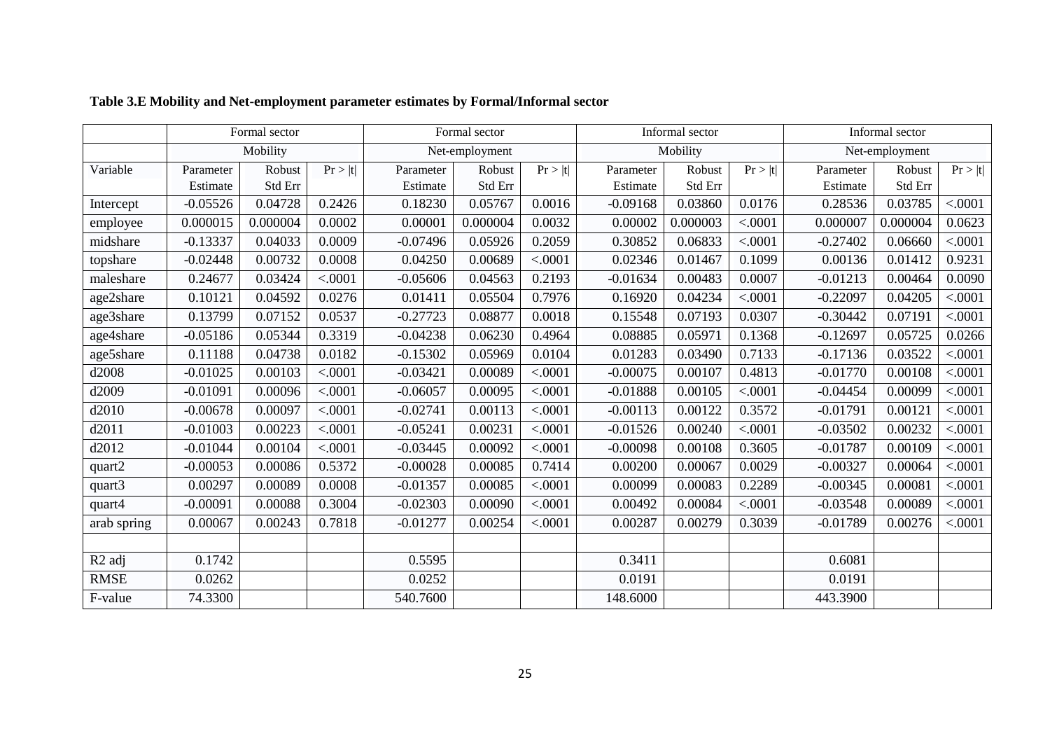**Table 3.E Mobility and Net-employment parameter estimates by Formal/Informal sector**

| | Formal sector | | | Formal sector | | | Informal sector | | | Informal sector | | |
|---|---|---|---|---|---|---|---|---|---|---|---|---|
| | Mobility | | | Net-employment | | | Mobility | | | Net-employment | | |
| Variable | Parameter Estimate | Robust Std Err | Pr > \|t\| | Parameter Estimate | Robust Std Err | Pr > \|t\| | Parameter Estimate | Robust Std Err | Pr > \|t\| | Parameter Estimate | Robust Std Err | Pr > \|t\| |
| Intercept | -0.05526 | 0.04728 | 0.2426 | 0.18230 | 0.05767 | 0.0016 | -0.09168 | 0.03860 | 0.0176 | 0.28536 | 0.03785 | <.0001 |
| employee | 0.000015 | 0.000004 | 0.0002 | 0.00001 | 0.000004 | 0.0032 | 0.00002 | 0.000003 | <.0001 | 0.000007 | 0.000004 | 0.0623 |
| midshare | -0.13337 | 0.04033 | 0.0009 | -0.07496 | 0.05926 | 0.2059 | 0.30852 | 0.06833 | <.0001 | -0.27402 | 0.06660 | <.0001 |
| topshare | -0.02448 | 0.00732 | 0.0008 | 0.04250 | 0.00689 | <.0001 | 0.02346 | 0.01467 | 0.1099 | 0.00136 | 0.01412 | 0.9231 |
| maleshare | 0.24677 | 0.03424 | <.0001 | -0.05606 | 0.04563 | 0.2193 | -0.01634 | 0.00483 | 0.0007 | -0.01213 | 0.00464 | 0.0090 |
| age2share | 0.10121 | 0.04592 | 0.0276 | 0.01411 | 0.05504 | 0.7976 | 0.16920 | 0.04234 | <.0001 | -0.22097 | 0.04205 | <.0001 |
| age3share | 0.13799 | 0.07152 | 0.0537 | -0.27723 | 0.08877 | 0.0018 | 0.15548 | 0.07193 | 0.0307 | -0.30442 | 0.07191 | <.0001 |
| age4share | -0.05186 | 0.05344 | 0.3319 | -0.04238 | 0.06230 | 0.4964 | 0.08885 | 0.05971 | 0.1368 | -0.12697 | 0.05725 | 0.0266 |
| age5share | 0.11188 | 0.04738 | 0.0182 | -0.15302 | 0.05969 | 0.0104 | 0.01283 | 0.03490 | 0.7133 | -0.17136 | 0.03522 | <.0001 |
| d2008 | -0.01025 | 0.00103 | <.0001 | -0.03421 | 0.00089 | <.0001 | -0.00075 | 0.00107 | 0.4813 | -0.01770 | 0.00108 | <.0001 |
| d2009 | -0.01091 | 0.00096 | <.0001 | -0.06057 | 0.00095 | <.0001 | -0.01888 | 0.00105 | <.0001 | -0.04454 | 0.00099 | <.0001 |
| d2010 | -0.00678 | 0.00097 | <.0001 | -0.02741 | 0.00113 | <.0001 | -0.00113 | 0.00122 | 0.3572 | -0.01791 | 0.00121 | <.0001 |
| d2011 | -0.01003 | 0.00223 | <.0001 | -0.05241 | 0.00231 | <.0001 | -0.01526 | 0.00240 | <.0001 | -0.03502 | 0.00232 | <.0001 |
| d2012 | -0.01044 | 0.00104 | <.0001 | -0.03445 | 0.00092 | <.0001 | -0.00098 | 0.00108 | 0.3605 | -0.01787 | 0.00109 | <.0001 |
| quart2 | -0.00053 | 0.00086 | 0.5372 | -0.00028 | 0.00085 | 0.7414 | 0.00200 | 0.00067 | 0.0029 | -0.00327 | 0.00064 | <.0001 |
| quart3 | 0.00297 | 0.00089 | 0.0008 | -0.01357 | 0.00085 | <.0001 | 0.00099 | 0.00083 | 0.2289 | -0.00345 | 0.00081 | <.0001 |
| quart4 | -0.00091 | 0.00088 | 0.3004 | -0.02303 | 0.00090 | <.0001 | 0.00492 | 0.00084 | <.0001 | -0.03548 | 0.00089 | <.0001 |
| arab spring | 0.00067 | 0.00243 | 0.7818 | -0.01277 | 0.00254 | <.0001 | 0.00287 | 0.00279 | 0.3039 | -0.01789 | 0.00276 | <.0001 |
| | | | | | | | | | | | | |
| R2 adj | 0.1742 | | | 0.5595 | | | 0.3411 | | | 0.6081 | | |
| RMSE | 0.0262 | | | 0.0252 | | | 0.0191 | | | 0.0191 | | |
| F-value | 74.3300 | | | 540.7600 | | | 148.6000 | | | 443.3900 | | |